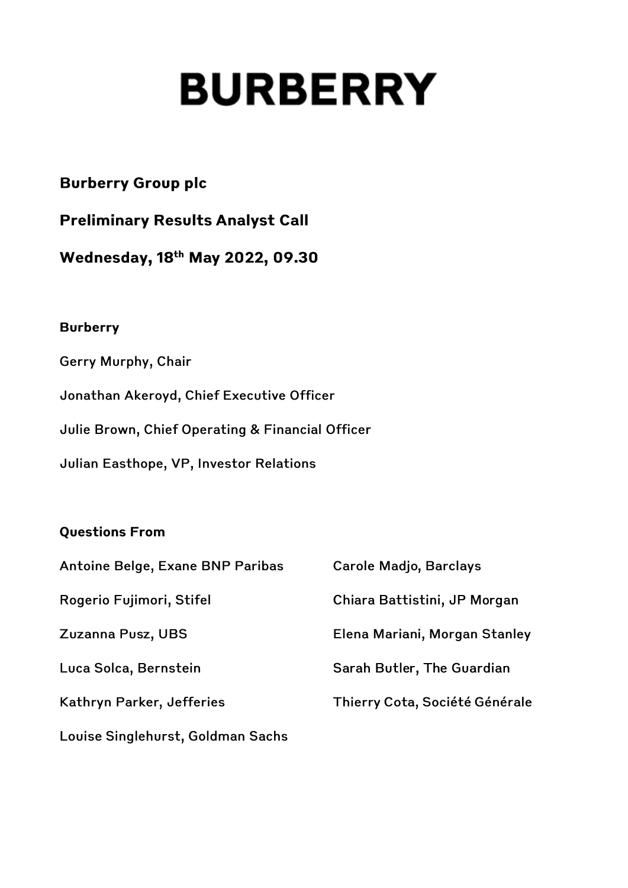# BURBERRY

**Burberry Group plc**

**Preliminary Results Analyst Call**

**Wednesday, 18th May 2022, 09.30**

**Burberry**

Gerry Murphy, Chair

Jonathan Akeroyd, Chief Executive Officer

Julie Brown, Chief Operating & Financial Officer

Julian Easthope, VP, Investor Relations

**Questions From**

Antoine Belge, Exane BNP Paribas

Rogerio Fujimori, Stifel

Zuzanna Pusz, UBS

Luca Solca, Bernstein

Kathryn Parker, Jefferies

Louise Singlehurst, Goldman Sachs

Carole Madjo, Barclays

Chiara Battistini, JP Morgan

Elena Mariani, Morgan Stanley

Sarah Butler, The Guardian

Thierry Cota, Société Générale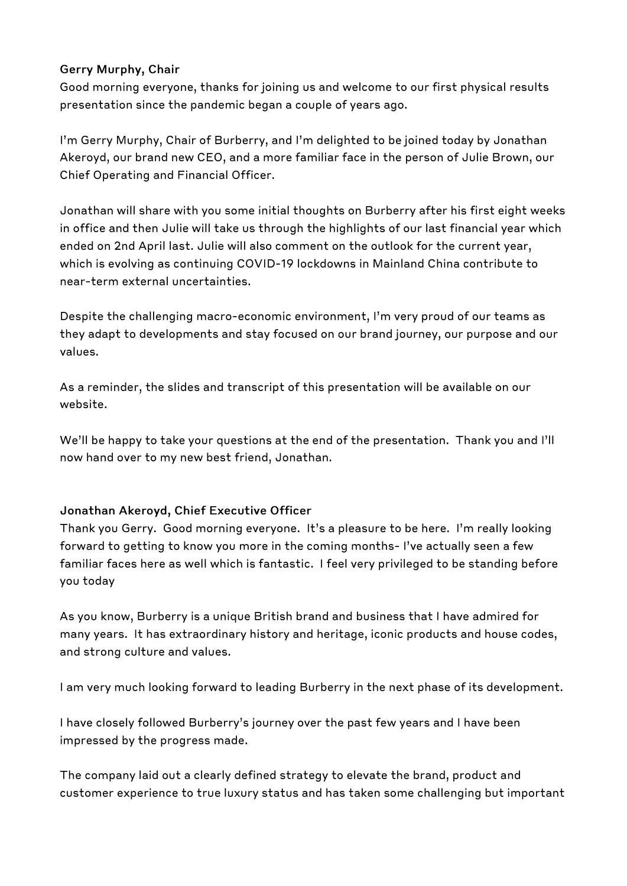**Gerry Murphy, Chair**

Good morning everyone, thanks for joining us and welcome to our first physical results presentation since the pandemic began a couple of years ago.

I'm Gerry Murphy, Chair of Burberry, and I'm delighted to be joined today by Jonathan Akeroyd, our brand new CEO, and a more familiar face in the person of Julie Brown, our Chief Operating and Financial Officer.

Jonathan will share with you some initial thoughts on Burberry after his first eight weeks in office and then Julie will take us through the highlights of our last financial year which ended on 2nd April last. Julie will also comment on the outlook for the current year, which is evolving as continuing COVID-19 lockdowns in Mainland China contribute to near-term external uncertainties.

Despite the challenging macro-economic environment, I'm very proud of our teams as they adapt to developments and stay focused on our brand journey, our purpose and our values.

As a reminder, the slides and transcript of this presentation will be available on our website.

We'll be happy to take your questions at the end of the presentation. Thank you and I'll now hand over to my new best friend, Jonathan.

**Jonathan Akeroyd, Chief Executive Officer**

Thank you Gerry. Good morning everyone. It's a pleasure to be here. I'm really looking forward to getting to know you more in the coming months- I've actually seen a few familiar faces here as well which is fantastic. I feel very privileged to be standing before you today

As you know, Burberry is a unique British brand and business that I have admired for many years. It has extraordinary history and heritage, iconic products and house codes, and strong culture and values.

I am very much looking forward to leading Burberry in the next phase of its development.

I have closely followed Burberry's journey over the past few years and I have been impressed by the progress made.

The company laid out a clearly defined strategy to elevate the brand, product and customer experience to true luxury status and has taken some challenging but important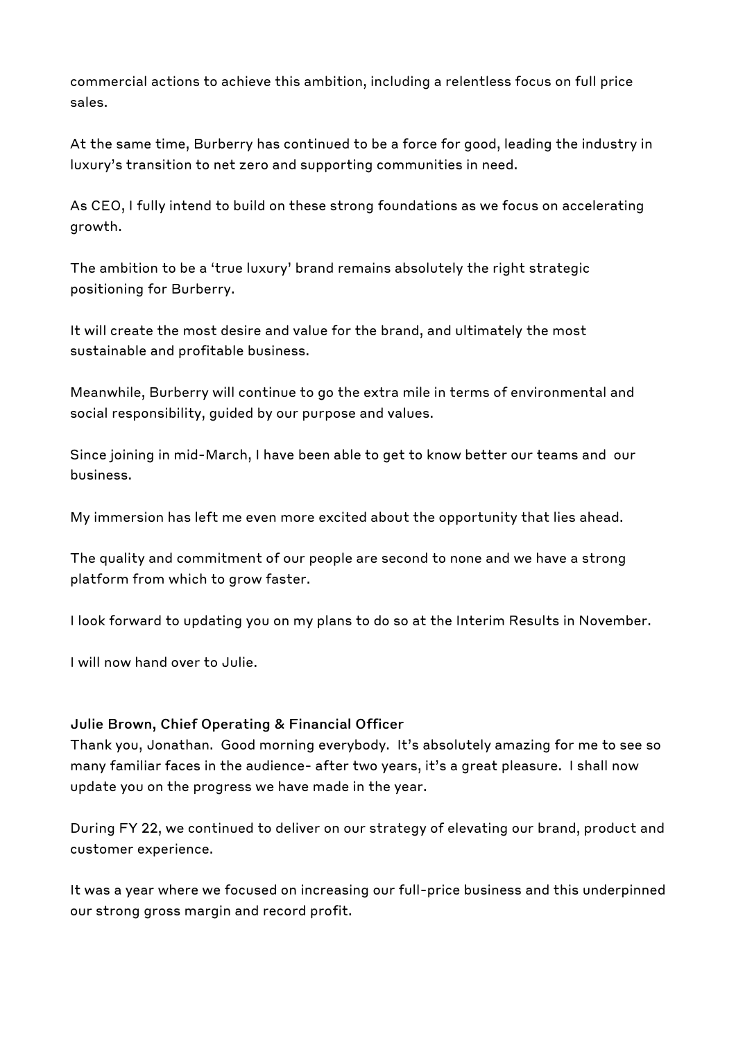commercial actions to achieve this ambition, including a relentless focus on full price sales.

At the same time, Burberry has continued to be a force for good, leading the industry in luxury's transition to net zero and supporting communities in need.

As CEO, I fully intend to build on these strong foundations as we focus on accelerating growth.

The ambition to be a 'true luxury' brand remains absolutely the right strategic positioning for Burberry.

It will create the most desire and value for the brand, and ultimately the most sustainable and profitable business.

Meanwhile, Burberry will continue to go the extra mile in terms of environmental and social responsibility, guided by our purpose and values.

Since joining in mid-March, I have been able to get to know better our teams and our business.

My immersion has left me even more excited about the opportunity that lies ahead.

The quality and commitment of our people are second to none and we have a strong platform from which to grow faster.

I look forward to updating you on my plans to do so at the Interim Results in November.

I will now hand over to Julie.

**Julie Brown, Chief Operating & Financial Officer**

Thank you, Jonathan. Good morning everybody. It's absolutely amazing for me to see so many familiar faces in the audience- after two years, it's a great pleasure. I shall now update you on the progress we have made in the year.

During FY 22, we continued to deliver on our strategy of elevating our brand, product and customer experience.

It was a year where we focused on increasing our full-price business and this underpinned our strong gross margin and record profit.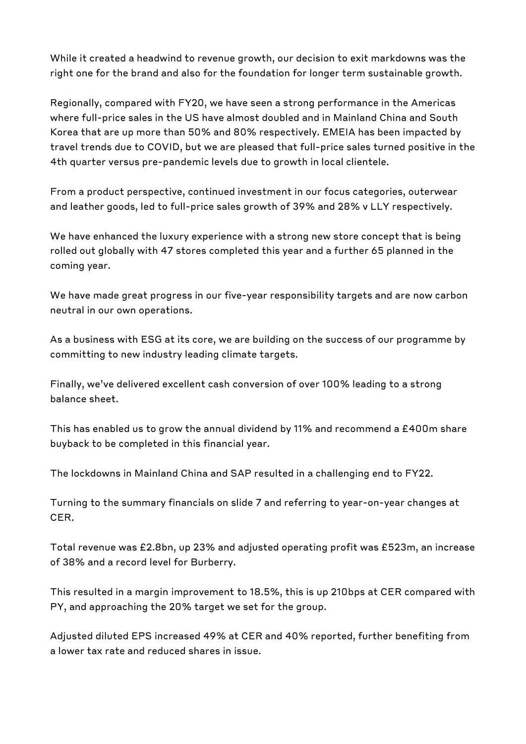While it created a headwind to revenue growth, our decision to exit markdowns was the right one for the brand and also for the foundation for longer term sustainable growth.

Regionally, compared with FY20, we have seen a strong performance in the Americas where full-price sales in the US have almost doubled and in Mainland China and South Korea that are up more than 50% and 80% respectively. EMEIA has been impacted by travel trends due to COVID, but we are pleased that full-price sales turned positive in the 4th quarter versus pre-pandemic levels due to growth in local clientele.

From a product perspective, continued investment in our focus categories, outerwear and leather goods, led to full-price sales growth of 39% and 28% v LLY respectively.

We have enhanced the luxury experience with a strong new store concept that is being rolled out globally with 47 stores completed this year and a further 65 planned in the coming year.

We have made great progress in our five-year responsibility targets and are now carbon neutral in our own operations.

As a business with ESG at its core, we are building on the success of our programme by committing to new industry leading climate targets.

Finally, we've delivered excellent cash conversion of over 100% leading to a strong balance sheet.

This has enabled us to grow the annual dividend by 11% and recommend a £400m share buyback to be completed in this financial year.

The lockdowns in Mainland China and SAP resulted in a challenging end to FY22.

Turning to the summary financials on slide 7 and referring to year-on-year changes at CER.

Total revenue was £2.8bn, up 23% and adjusted operating profit was £523m, an increase of 38% and a record level for Burberry.

This resulted in a margin improvement to 18.5%, this is up 210bps at CER compared with PY, and approaching the 20% target we set for the group.

Adjusted diluted EPS increased 49% at CER and 40% reported, further benefiting from a lower tax rate and reduced shares in issue.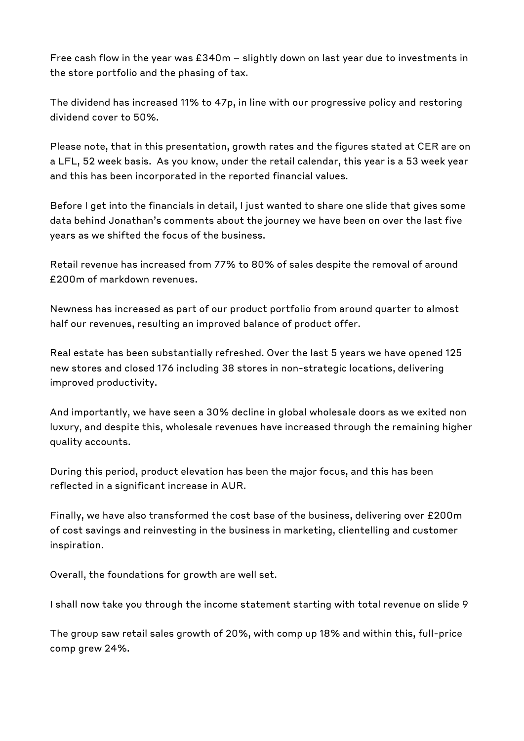Free cash flow in the year was £340m – slightly down on last year due to investments in the store portfolio and the phasing of tax.

The dividend has increased 11% to 47p, in line with our progressive policy and restoring dividend cover to 50%.

Please note, that in this presentation, growth rates and the figures stated at CER are on a LFL, 52 week basis. As you know, under the retail calendar, this year is a 53 week year and this has been incorporated in the reported financial values.

Before I get into the financials in detail, I just wanted to share one slide that gives some data behind Jonathan's comments about the journey we have been on over the last five years as we shifted the focus of the business.

Retail revenue has increased from 77% to 80% of sales despite the removal of around £200m of markdown revenues.

Newness has increased as part of our product portfolio from around quarter to almost half our revenues, resulting an improved balance of product offer.

Real estate has been substantially refreshed. Over the last 5 years we have opened 125 new stores and closed 176 including 38 stores in non-strategic locations, delivering improved productivity.

And importantly, we have seen a 30% decline in global wholesale doors as we exited non luxury, and despite this, wholesale revenues have increased through the remaining higher quality accounts.

During this period, product elevation has been the major focus, and this has been reflected in a significant increase in AUR.

Finally, we have also transformed the cost base of the business, delivering over £200m of cost savings and reinvesting in the business in marketing, clientelling and customer inspiration.

Overall, the foundations for growth are well set.

I shall now take you through the income statement starting with total revenue on slide 9

The group saw retail sales growth of 20%, with comp up 18% and within this, full-price comp grew 24%.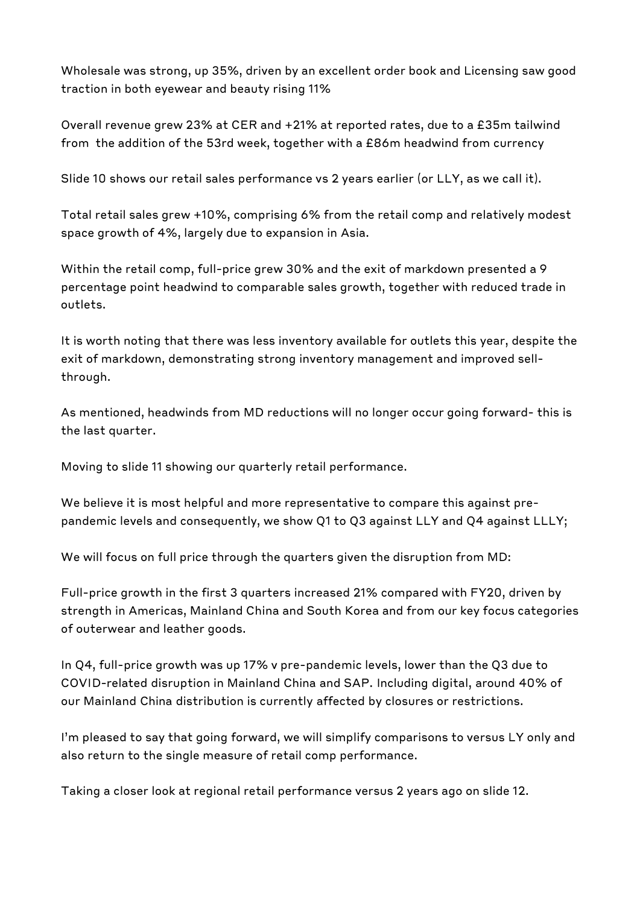Wholesale was strong, up 35%, driven by an excellent order book and Licensing saw good traction in both eyewear and beauty rising 11%

Overall revenue grew 23% at CER and +21% at reported rates, due to a £35m tailwind from the addition of the 53rd week, together with a £86m headwind from currency

Slide 10 shows our retail sales performance vs 2 years earlier (or LLY, as we call it).

Total retail sales grew +10%, comprising 6% from the retail comp and relatively modest space growth of 4%, largely due to expansion in Asia.

Within the retail comp, full-price grew 30% and the exit of markdown presented a 9 percentage point headwind to comparable sales growth, together with reduced trade in outlets.

It is worth noting that there was less inventory available for outlets this year, despite the exit of markdown, demonstrating strong inventory management and improved sell-through.

As mentioned, headwinds from MD reductions will no longer occur going forward- this is the last quarter.

Moving to slide 11 showing our quarterly retail performance.

We believe it is most helpful and more representative to compare this against pre-pandemic levels and consequently, we show Q1 to Q3 against LLY and Q4 against LLLY;

We will focus on full price through the quarters given the disruption from MD:

Full-price growth in the first 3 quarters increased 21% compared with FY20, driven by strength in Americas, Mainland China and South Korea and from our key focus categories of outerwear and leather goods.

In Q4, full-price growth was up 17% v pre-pandemic levels, lower than the Q3 due to COVID-related disruption in Mainland China and SAP. Including digital, around 40% of our Mainland China distribution is currently affected by closures or restrictions.

I'm pleased to say that going forward, we will simplify comparisons to versus LY only and also return to the single measure of retail comp performance.

Taking a closer look at regional retail performance versus 2 years ago on slide 12.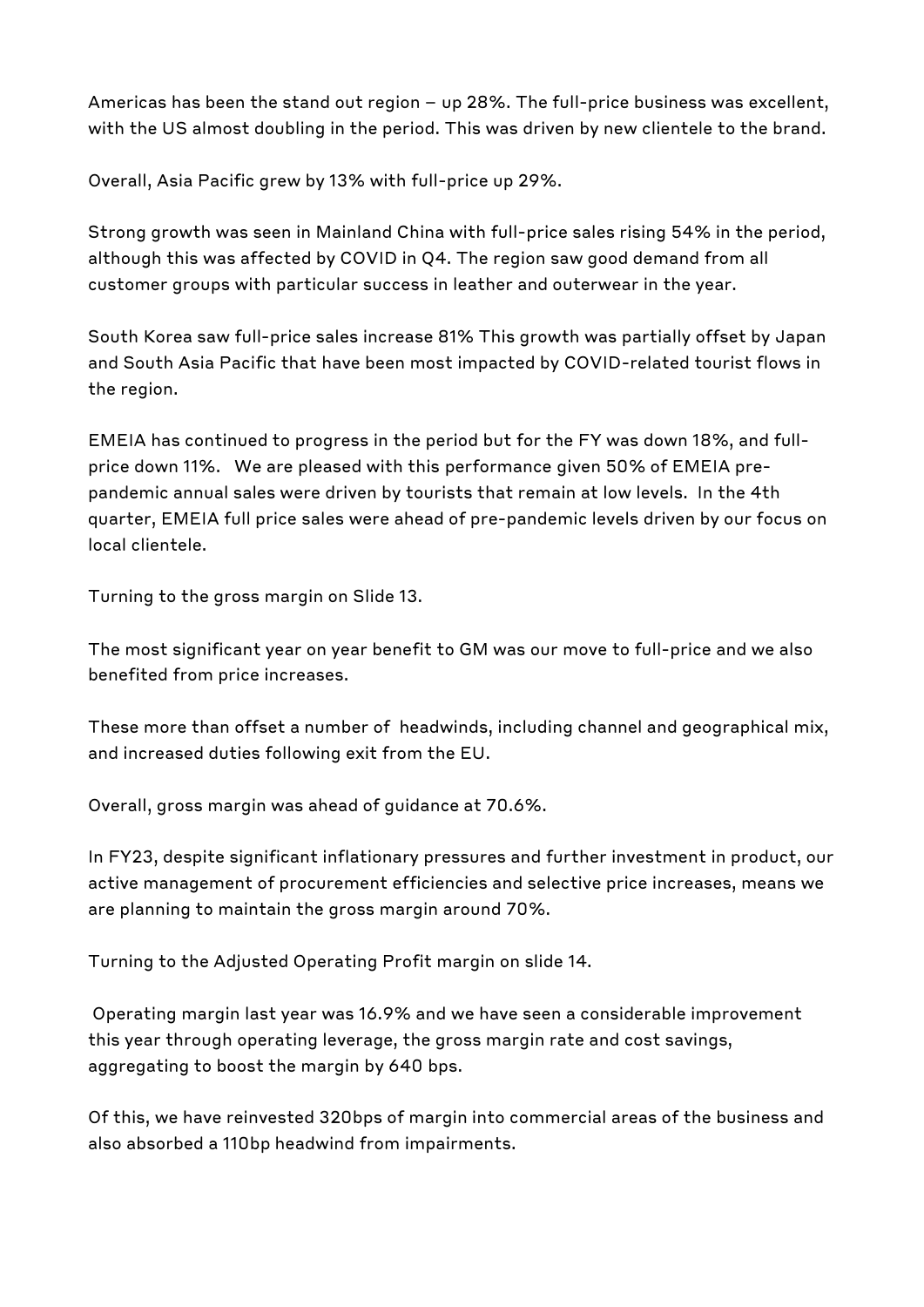Americas has been the stand out region – up 28%. The full-price business was excellent, with the US almost doubling in the period. This was driven by new clientele to the brand.

Overall, Asia Pacific grew by 13% with full-price up 29%.

Strong growth was seen in Mainland China with full-price sales rising 54% in the period, although this was affected by COVID in Q4. The region saw good demand from all customer groups with particular success in leather and outerwear in the year.

South Korea saw full-price sales increase 81% This growth was partially offset by Japan and South Asia Pacific that have been most impacted by COVID-related tourist flows in the region.

EMEIA has continued to progress in the period but for the FY was down 18%, and full-price down 11%. We are pleased with this performance given 50% of EMEIA pre-pandemic annual sales were driven by tourists that remain at low levels. In the 4th quarter, EMEIA full price sales were ahead of pre-pandemic levels driven by our focus on local clientele.

Turning to the gross margin on Slide 13.

The most significant year on year benefit to GM was our move to full-price and we also benefited from price increases.

These more than offset a number of headwinds, including channel and geographical mix, and increased duties following exit from the EU.

Overall, gross margin was ahead of guidance at 70.6%.

In FY23, despite significant inflationary pressures and further investment in product, our active management of procurement efficiencies and selective price increases, means we are planning to maintain the gross margin around 70%.

Turning to the Adjusted Operating Profit margin on slide 14.

Operating margin last year was 16.9% and we have seen a considerable improvement this year through operating leverage, the gross margin rate and cost savings, aggregating to boost the margin by 640 bps.

Of this, we have reinvested 320bps of margin into commercial areas of the business and also absorbed a 110bp headwind from impairments.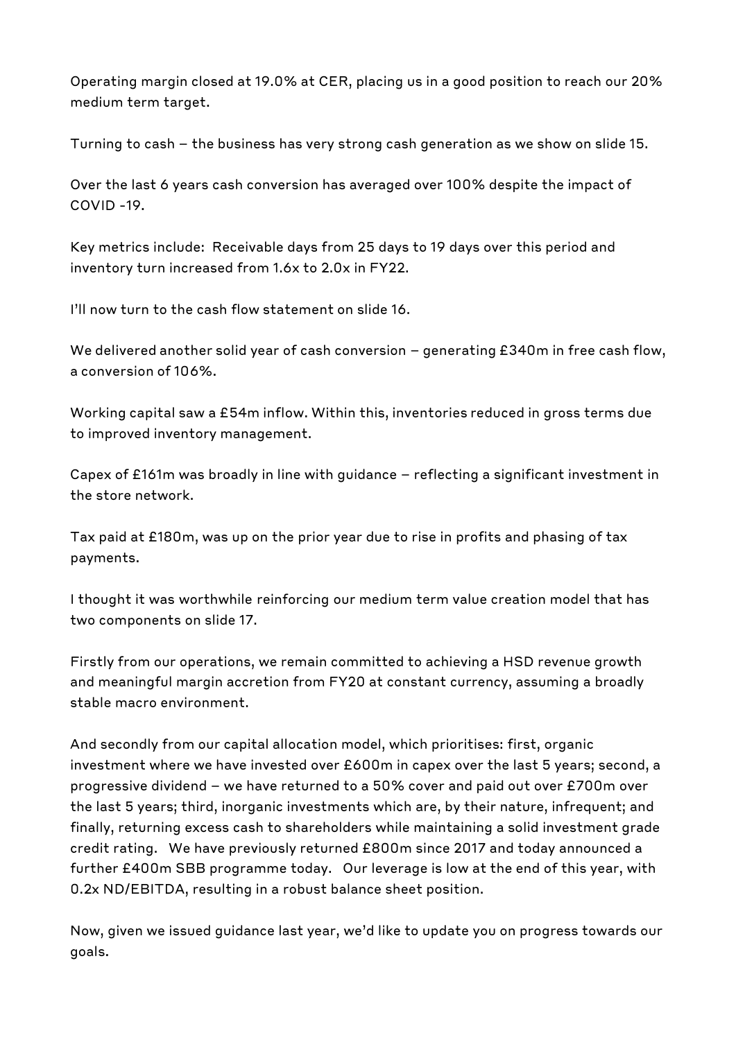Operating margin closed at 19.0% at CER, placing us in a good position to reach our 20% medium term target.

Turning to cash – the business has very strong cash generation as we show on slide 15.

Over the last 6 years cash conversion has averaged over 100% despite the impact of COVID -19.

Key metrics include: Receivable days from 25 days to 19 days over this period and inventory turn increased from 1.6x to 2.0x in FY22.

I'll now turn to the cash flow statement on slide 16.

We delivered another solid year of cash conversion – generating £340m in free cash flow, a conversion of 106%.

Working capital saw a £54m inflow. Within this, inventories reduced in gross terms due to improved inventory management.

Capex of £161m was broadly in line with guidance – reflecting a significant investment in the store network.

Tax paid at £180m, was up on the prior year due to rise in profits and phasing of tax payments.

I thought it was worthwhile reinforcing our medium term value creation model that has two components on slide 17.

Firstly from our operations, we remain committed to achieving a HSD revenue growth and meaningful margin accretion from FY20 at constant currency, assuming a broadly stable macro environment.

And secondly from our capital allocation model, which prioritises: first, organic investment where we have invested over £600m in capex over the last 5 years; second, a progressive dividend – we have returned to a 50% cover and paid out over £700m over the last 5 years; third, inorganic investments which are, by their nature, infrequent; and finally, returning excess cash to shareholders while maintaining a solid investment grade credit rating. We have previously returned £800m since 2017 and today announced a further £400m SBB programme today. Our leverage is low at the end of this year, with 0.2x ND/EBITDA, resulting in a robust balance sheet position.

Now, given we issued guidance last year, we'd like to update you on progress towards our goals.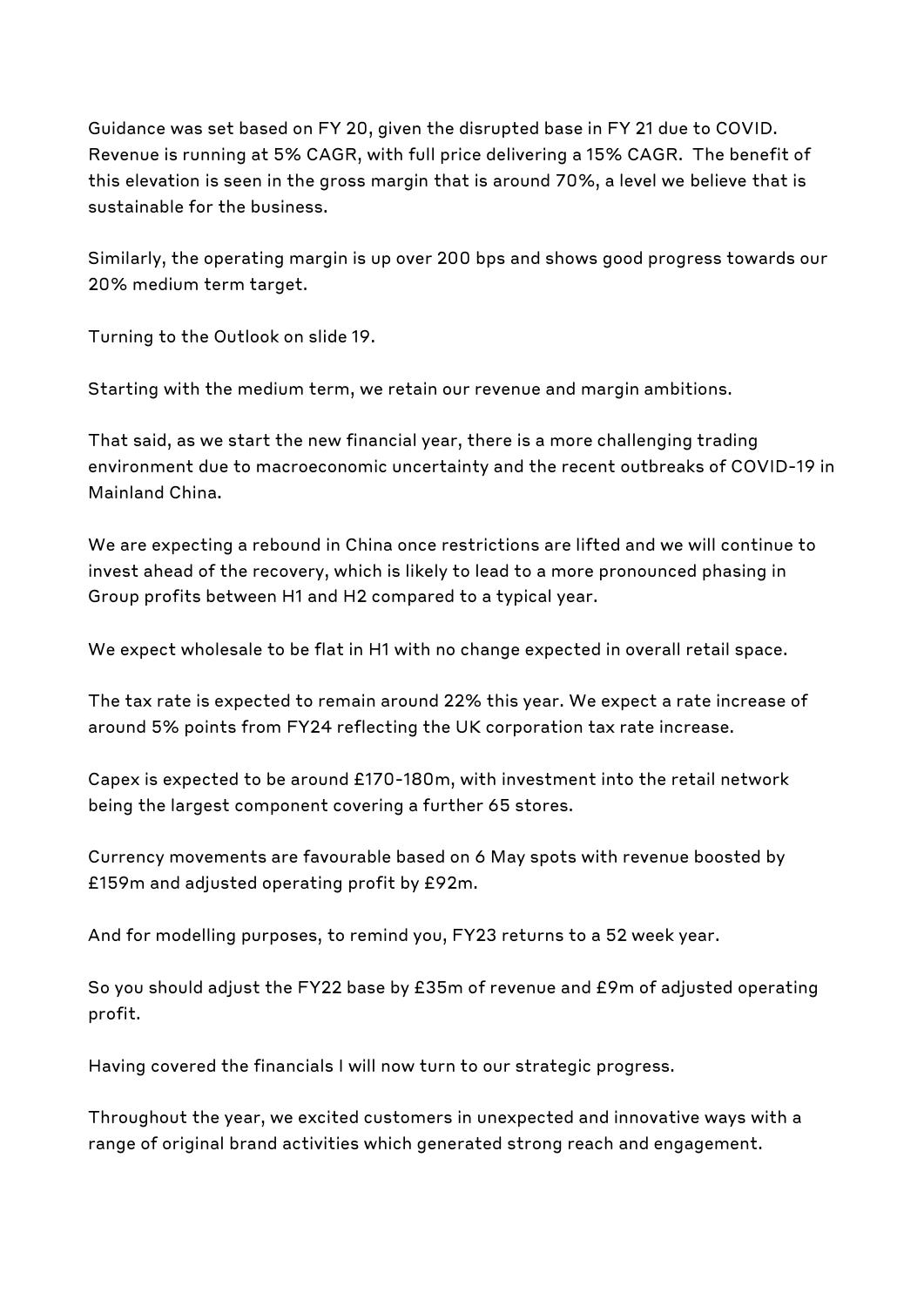Guidance was set based on FY 20, given the disrupted base in FY 21 due to COVID. Revenue is running at 5% CAGR, with full price delivering a 15% CAGR.  The benefit of this elevation is seen in the gross margin that is around 70%, a level we believe that is sustainable for the business.

Similarly, the operating margin is up over 200 bps and shows good progress towards our 20% medium term target.

Turning to the Outlook on slide 19.

Starting with the medium term, we retain our revenue and margin ambitions.

That said, as we start the new financial year, there is a more challenging trading environment due to macroeconomic uncertainty and the recent outbreaks of COVID-19 in Mainland China.

We are expecting a rebound in China once restrictions are lifted and we will continue to invest ahead of the recovery, which is likely to lead to a more pronounced phasing in Group profits between H1 and H2 compared to a typical year.

We expect wholesale to be flat in H1 with no change expected in overall retail space.

The tax rate is expected to remain around 22% this year. We expect a rate increase of around 5% points from FY24 reflecting the UK corporation tax rate increase.

Capex is expected to be around £170-180m, with investment into the retail network being the largest component covering a further 65 stores.

Currency movements are favourable based on 6 May spots with revenue boosted by £159m and adjusted operating profit by £92m.

And for modelling purposes, to remind you, FY23 returns to a 52 week year.

So you should adjust the FY22 base by £35m of revenue and £9m of adjusted operating profit.

Having covered the financials I will now turn to our strategic progress.

Throughout the year, we excited customers in unexpected and innovative ways with a range of original brand activities which generated strong reach and engagement.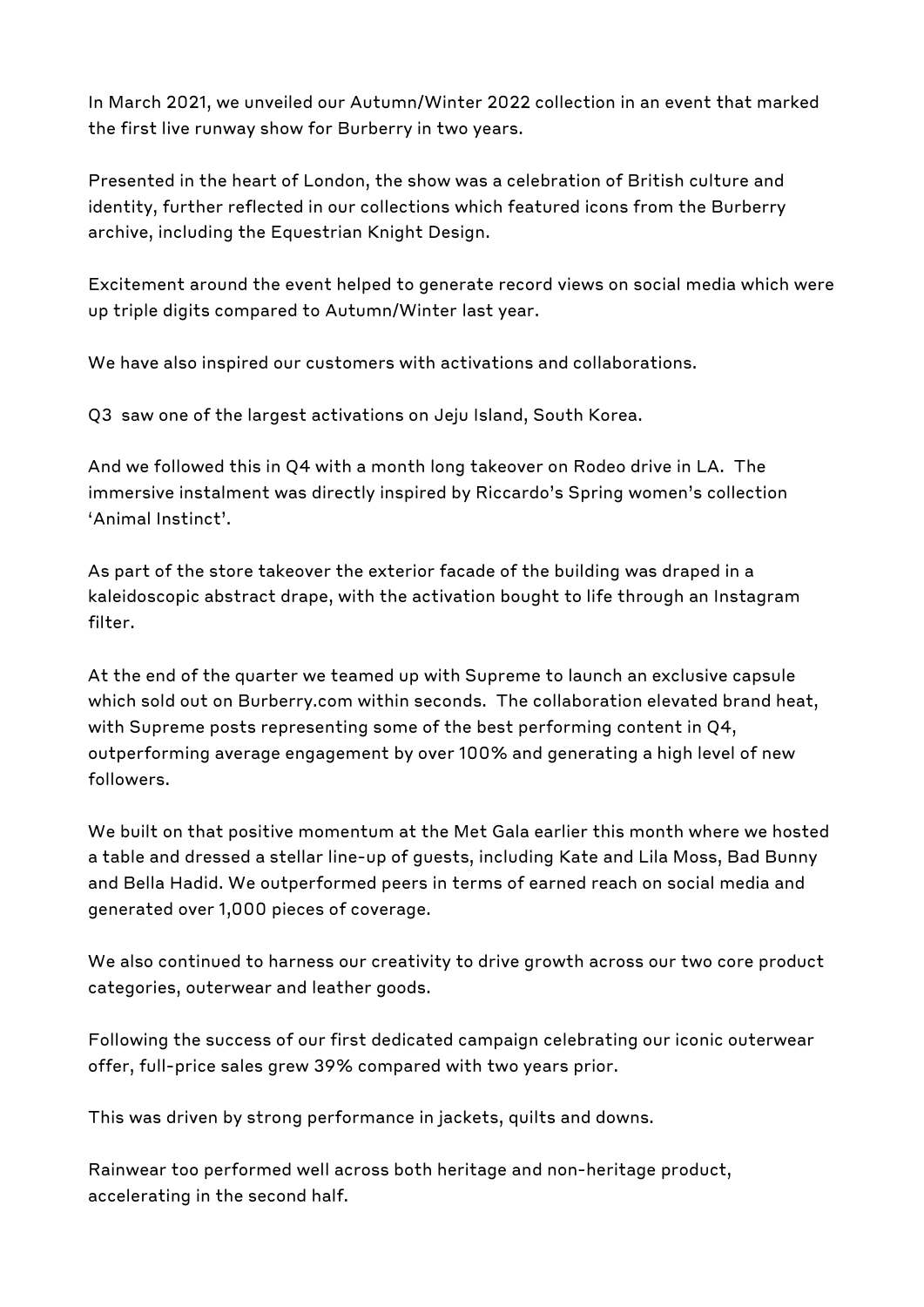In March 2021, we unveiled our Autumn/Winter 2022 collection in an event that marked the first live runway show for Burberry in two years.

Presented in the heart of London, the show was a celebration of British culture and identity, further reflected in our collections which featured icons from the Burberry archive, including the Equestrian Knight Design.

Excitement around the event helped to generate record views on social media which were up triple digits compared to Autumn/Winter last year.

We have also inspired our customers with activations and collaborations.

Q3 saw one of the largest activations on Jeju Island, South Korea.

And we followed this in Q4 with a month long takeover on Rodeo drive in LA. The immersive instalment was directly inspired by Riccardo's Spring women's collection 'Animal Instinct'.

As part of the store takeover the exterior facade of the building was draped in a kaleidoscopic abstract drape, with the activation bought to life through an Instagram filter.

At the end of the quarter we teamed up with Supreme to launch an exclusive capsule which sold out on Burberry.com within seconds. The collaboration elevated brand heat, with Supreme posts representing some of the best performing content in Q4, outperforming average engagement by over 100% and generating a high level of new followers.

We built on that positive momentum at the Met Gala earlier this month where we hosted a table and dressed a stellar line-up of guests, including Kate and Lila Moss, Bad Bunny and Bella Hadid. We outperformed peers in terms of earned reach on social media and generated over 1,000 pieces of coverage.

We also continued to harness our creativity to drive growth across our two core product categories, outerwear and leather goods.

Following the success of our first dedicated campaign celebrating our iconic outerwear offer, full-price sales grew 39% compared with two years prior.

This was driven by strong performance in jackets, quilts and downs.

Rainwear too performed well across both heritage and non-heritage product, accelerating in the second half.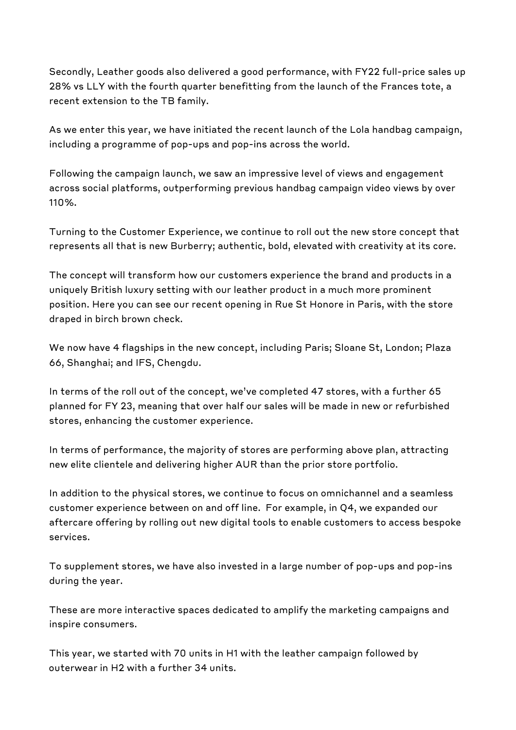Secondly, Leather goods also delivered a good performance, with FY22 full-price sales up 28% vs LLY with the fourth quarter benefitting from the launch of the Frances tote, a recent extension to the TB family.

As we enter this year, we have initiated the recent launch of the Lola handbag campaign, including a programme of pop-ups and pop-ins across the world.

Following the campaign launch, we saw an impressive level of views and engagement across social platforms, outperforming previous handbag campaign video views by over 110%.

Turning to the Customer Experience, we continue to roll out the new store concept that represents all that is new Burberry; authentic, bold, elevated with creativity at its core.

The concept will transform how our customers experience the brand and products in a uniquely British luxury setting with our leather product in a much more prominent position. Here you can see our recent opening in Rue St Honore in Paris, with the store draped in birch brown check.

We now have 4 flagships in the new concept, including Paris; Sloane St, London; Plaza 66, Shanghai; and IFS, Chengdu.

In terms of the roll out of the concept, we've completed 47 stores, with a further 65 planned for FY 23, meaning that over half our sales will be made in new or refurbished stores, enhancing the customer experience.

In terms of performance, the majority of stores are performing above plan, attracting new elite clientele and delivering higher AUR than the prior store portfolio.

In addition to the physical stores, we continue to focus on omnichannel and a seamless customer experience between on and off line.  For example, in Q4, we expanded our aftercare offering by rolling out new digital tools to enable customers to access bespoke services.

To supplement stores, we have also invested in a large number of pop-ups and pop-ins during the year.

These are more interactive spaces dedicated to amplify the marketing campaigns and inspire consumers.

This year, we started with 70 units in H1 with the leather campaign followed by outerwear in H2 with a further 34 units.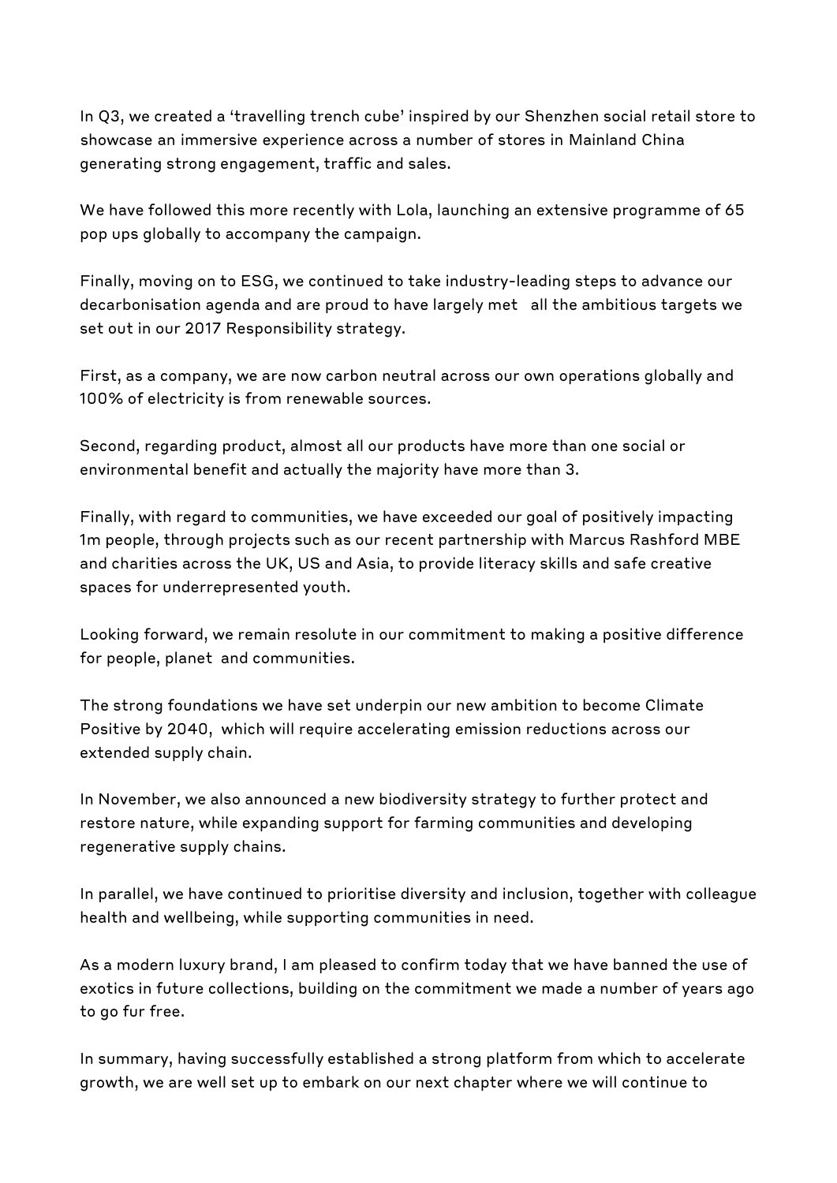In Q3, we created a 'travelling trench cube' inspired by our Shenzhen social retail store to showcase an immersive experience across a number of stores in Mainland China generating strong engagement, traffic and sales.

We have followed this more recently with Lola, launching an extensive programme of 65 pop ups globally to accompany the campaign.

Finally, moving on to ESG, we continued to take industry-leading steps to advance our decarbonisation agenda and are proud to have largely met all the ambitious targets we set out in our 2017 Responsibility strategy.

First, as a company, we are now carbon neutral across our own operations globally and 100% of electricity is from renewable sources.

Second, regarding product, almost all our products have more than one social or environmental benefit and actually the majority have more than 3.

Finally, with regard to communities, we have exceeded our goal of positively impacting 1m people, through projects such as our recent partnership with Marcus Rashford MBE and charities across the UK, US and Asia, to provide literacy skills and safe creative spaces for underrepresented youth.

Looking forward, we remain resolute in our commitment to making a positive difference for people, planet and communities.

The strong foundations we have set underpin our new ambition to become Climate Positive by 2040, which will require accelerating emission reductions across our extended supply chain.

In November, we also announced a new biodiversity strategy to further protect and restore nature, while expanding support for farming communities and developing regenerative supply chains.

In parallel, we have continued to prioritise diversity and inclusion, together with colleague health and wellbeing, while supporting communities in need.

As a modern luxury brand, I am pleased to confirm today that we have banned the use of exotics in future collections, building on the commitment we made a number of years ago to go fur free.

In summary, having successfully established a strong platform from which to accelerate growth, we are well set up to embark on our next chapter where we will continue to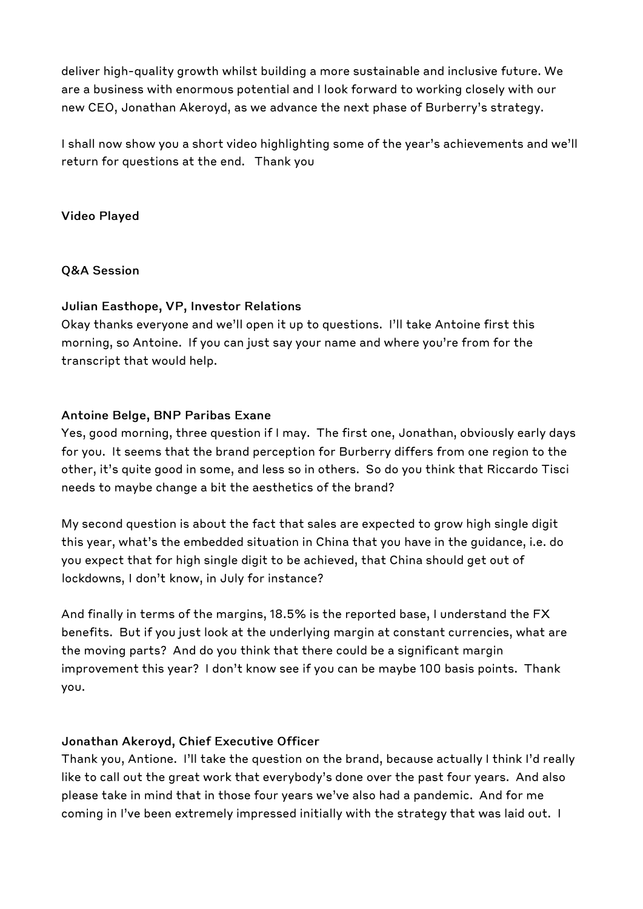deliver high-quality growth whilst building a more sustainable and inclusive future. We are a business with enormous potential and I look forward to working closely with our new CEO, Jonathan Akeroyd, as we advance the next phase of Burberry's strategy.

I shall now show you a short video highlighting some of the year's achievements and we'll return for questions at the end. Thank you

**Video Played**

**Q&A Session**

**Julian Easthope, VP, Investor Relations**
Okay thanks everyone and we'll open it up to questions. I'll take Antoine first this morning, so Antoine. If you can just say your name and where you're from for the transcript that would help.

**Antoine Belge, BNP Paribas Exane**
Yes, good morning, three question if I may. The first one, Jonathan, obviously early days for you. It seems that the brand perception for Burberry differs from one region to the other, it's quite good in some, and less so in others. So do you think that Riccardo Tisci needs to maybe change a bit the aesthetics of the brand?

My second question is about the fact that sales are expected to grow high single digit this year, what's the embedded situation in China that you have in the guidance, i.e. do you expect that for high single digit to be achieved, that China should get out of lockdowns, I don't know, in July for instance?

And finally in terms of the margins, 18.5% is the reported base, I understand the FX benefits. But if you just look at the underlying margin at constant currencies, what are the moving parts? And do you think that there could be a significant margin improvement this year? I don't know see if you can be maybe 100 basis points. Thank you.

**Jonathan Akeroyd, Chief Executive Officer**
Thank you, Antione. I'll take the question on the brand, because actually I think I'd really like to call out the great work that everybody's done over the past four years. And also please take in mind that in those four years we've also had a pandemic. And for me coming in I've been extremely impressed initially with the strategy that was laid out. I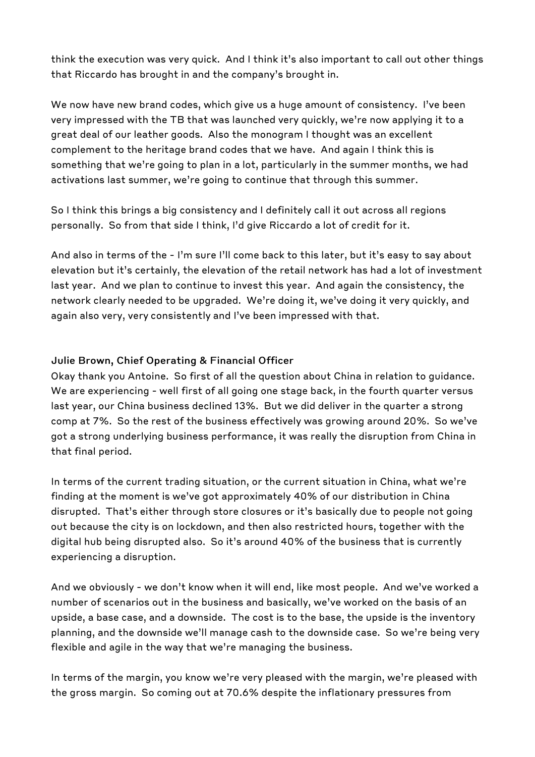think the execution was very quick. And I think it's also important to call out other things that Riccardo has brought in and the company's brought in.

We now have new brand codes, which give us a huge amount of consistency. I've been very impressed with the TB that was launched very quickly, we're now applying it to a great deal of our leather goods. Also the monogram I thought was an excellent complement to the heritage brand codes that we have. And again I think this is something that we're going to plan in a lot, particularly in the summer months, we had activations last summer, we're going to continue that through this summer.

So I think this brings a big consistency and I definitely call it out across all regions personally. So from that side I think, I'd give Riccardo a lot of credit for it.

And also in terms of the - I'm sure I'll come back to this later, but it's easy to say about elevation but it's certainly, the elevation of the retail network has had a lot of investment last year. And we plan to continue to invest this year. And again the consistency, the network clearly needed to be upgraded. We're doing it, we've doing it very quickly, and again also very, very consistently and I've been impressed with that.

**Julie Brown, Chief Operating & Financial Officer**

Okay thank you Antoine. So first of all the question about China in relation to guidance. We are experiencing - well first of all going one stage back, in the fourth quarter versus last year, our China business declined 13%. But we did deliver in the quarter a strong comp at 7%. So the rest of the business effectively was growing around 20%. So we've got a strong underlying business performance, it was really the disruption from China in that final period.

In terms of the current trading situation, or the current situation in China, what we're finding at the moment is we've got approximately 40% of our distribution in China disrupted. That's either through store closures or it's basically due to people not going out because the city is on lockdown, and then also restricted hours, together with the digital hub being disrupted also. So it's around 40% of the business that is currently experiencing a disruption.

And we obviously - we don't know when it will end, like most people. And we've worked a number of scenarios out in the business and basically, we've worked on the basis of an upside, a base case, and a downside. The cost is to the base, the upside is the inventory planning, and the downside we'll manage cash to the downside case. So we're being very flexible and agile in the way that we're managing the business.

In terms of the margin, you know we're very pleased with the margin, we're pleased with the gross margin. So coming out at 70.6% despite the inflationary pressures from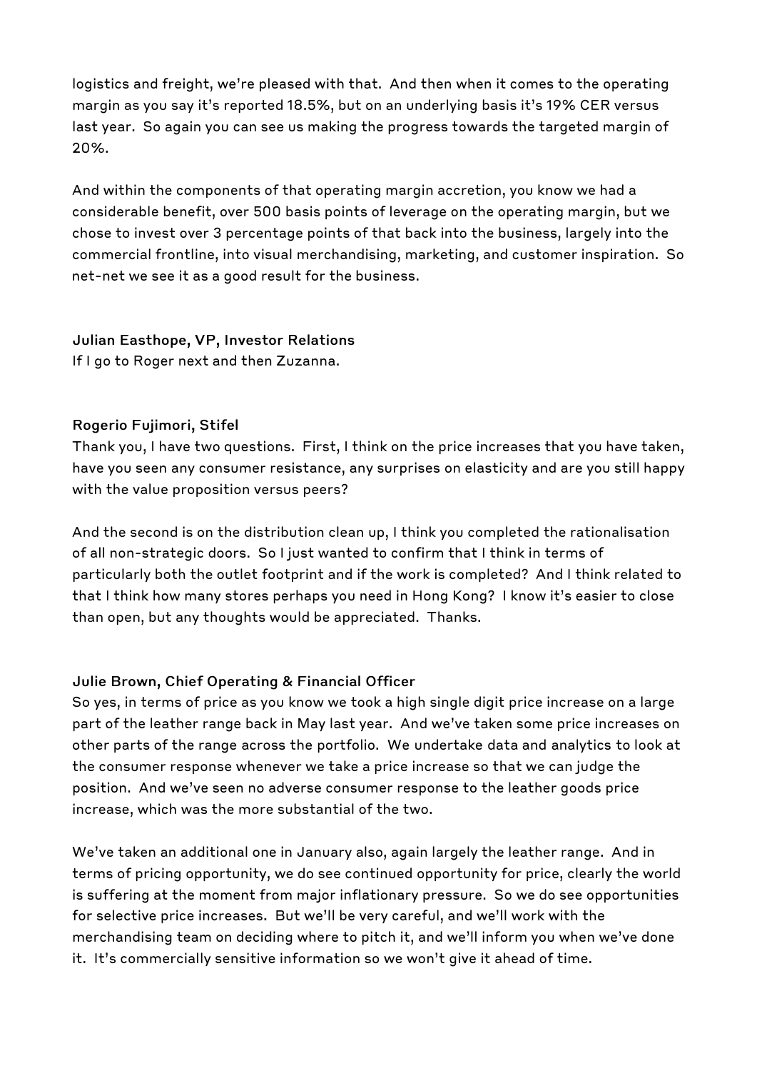logistics and freight, we're pleased with that. And then when it comes to the operating margin as you say it's reported 18.5%, but on an underlying basis it's 19% CER versus last year. So again you can see us making the progress towards the targeted margin of 20%.

And within the components of that operating margin accretion, you know we had a considerable benefit, over 500 basis points of leverage on the operating margin, but we chose to invest over 3 percentage points of that back into the business, largely into the commercial frontline, into visual merchandising, marketing, and customer inspiration. So net-net we see it as a good result for the business.

**Julian Easthope, VP, Investor Relations**
If I go to Roger next and then Zuzanna.

**Rogerio Fujimori, Stifel**
Thank you, I have two questions. First, I think on the price increases that you have taken, have you seen any consumer resistance, any surprises on elasticity and are you still happy with the value proposition versus peers?

And the second is on the distribution clean up, I think you completed the rationalisation of all non-strategic doors. So I just wanted to confirm that I think in terms of particularly both the outlet footprint and if the work is completed? And I think related to that I think how many stores perhaps you need in Hong Kong? I know it's easier to close than open, but any thoughts would be appreciated. Thanks.

**Julie Brown, Chief Operating & Financial Officer**
So yes, in terms of price as you know we took a high single digit price increase on a large part of the leather range back in May last year. And we've taken some price increases on other parts of the range across the portfolio. We undertake data and analytics to look at the consumer response whenever we take a price increase so that we can judge the position. And we've seen no adverse consumer response to the leather goods price increase, which was the more substantial of the two.

We've taken an additional one in January also, again largely the leather range. And in terms of pricing opportunity, we do see continued opportunity for price, clearly the world is suffering at the moment from major inflationary pressure. So we do see opportunities for selective price increases. But we'll be very careful, and we'll work with the merchandising team on deciding where to pitch it, and we'll inform you when we've done it. It's commercially sensitive information so we won't give it ahead of time.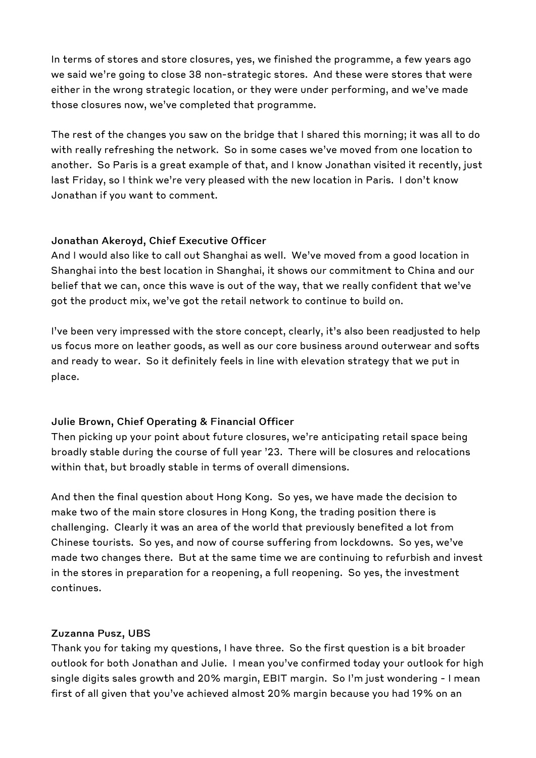In terms of stores and store closures, yes, we finished the programme, a few years ago we said we're going to close 38 non-strategic stores. And these were stores that were either in the wrong strategic location, or they were under performing, and we've made those closures now, we've completed that programme.

The rest of the changes you saw on the bridge that I shared this morning; it was all to do with really refreshing the network. So in some cases we've moved from one location to another. So Paris is a great example of that, and I know Jonathan visited it recently, just last Friday, so I think we're very pleased with the new location in Paris. I don't know Jonathan if you want to comment.

**Jonathan Akeroyd, Chief Executive Officer**

And I would also like to call out Shanghai as well. We've moved from a good location in Shanghai into the best location in Shanghai, it shows our commitment to China and our belief that we can, once this wave is out of the way, that we really confident that we've got the product mix, we've got the retail network to continue to build on.

I've been very impressed with the store concept, clearly, it's also been readjusted to help us focus more on leather goods, as well as our core business around outerwear and softs and ready to wear. So it definitely feels in line with elevation strategy that we put in place.

**Julie Brown, Chief Operating & Financial Officer**

Then picking up your point about future closures, we're anticipating retail space being broadly stable during the course of full year '23. There will be closures and relocations within that, but broadly stable in terms of overall dimensions.

And then the final question about Hong Kong. So yes, we have made the decision to make two of the main store closures in Hong Kong, the trading position there is challenging. Clearly it was an area of the world that previously benefited a lot from Chinese tourists. So yes, and now of course suffering from lockdowns. So yes, we've made two changes there. But at the same time we are continuing to refurbish and invest in the stores in preparation for a reopening, a full reopening. So yes, the investment continues.

**Zuzanna Pusz, UBS**

Thank you for taking my questions, I have three. So the first question is a bit broader outlook for both Jonathan and Julie. I mean you've confirmed today your outlook for high single digits sales growth and 20% margin, EBIT margin. So I'm just wondering - I mean first of all given that you've achieved almost 20% margin because you had 19% on an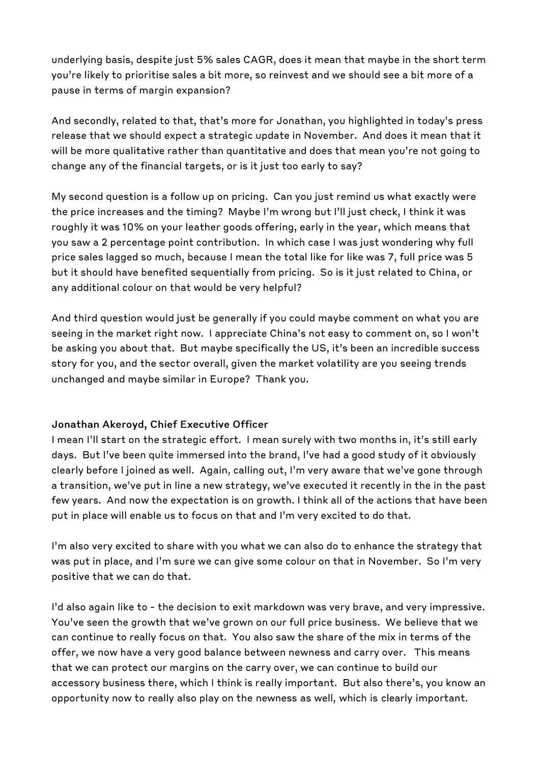underlying basis, despite just 5% sales CAGR, does it mean that maybe in the short term you're likely to prioritise sales a bit more, so reinvest and we should see a bit more of a pause in terms of margin expansion?

And secondly, related to that, that's more for Jonathan, you highlighted in today's press release that we should expect a strategic update in November. And does it mean that it will be more qualitative rather than quantitative and does that mean you're not going to change any of the financial targets, or is it just too early to say?

My second question is a follow up on pricing. Can you just remind us what exactly were the price increases and the timing? Maybe I'm wrong but I'll just check, I think it was roughly it was 10% on your leather goods offering, early in the year, which means that you saw a 2 percentage point contribution. In which case I was just wondering why full price sales lagged so much, because I mean the total like for like was 7, full price was 5 but it should have benefited sequentially from pricing. So is it just related to China, or any additional colour on that would be very helpful?

And third question would just be generally if you could maybe comment on what you are seeing in the market right now. I appreciate China's not easy to comment on, so I won't be asking you about that. But maybe specifically the US, it's been an incredible success story for you, and the sector overall, given the market volatility are you seeing trends unchanged and maybe similar in Europe? Thank you.

**Jonathan Akeroyd, Chief Executive Officer**

I mean I'll start on the strategic effort. I mean surely with two months in, it's still early days. But I've been quite immersed into the brand, I've had a good study of it obviously clearly before I joined as well. Again, calling out, I'm very aware that we've gone through a transition, we've put in line a new strategy, we've executed it recently in the in the past few years. And now the expectation is on growth. I think all of the actions that have been put in place will enable us to focus on that and I'm very excited to do that.

I'm also very excited to share with you what we can also do to enhance the strategy that was put in place, and I'm sure we can give some colour on that in November. So I'm very positive that we can do that.

I'd also again like to - the decision to exit markdown was very brave, and very impressive. You've seen the growth that we've grown on our full price business. We believe that we can continue to really focus on that. You also saw the share of the mix in terms of the offer, we now have a very good balance between newness and carry over. This means that we can protect our margins on the carry over, we can continue to build our accessory business there, which I think is really important. But also there's, you know an opportunity now to really also play on the newness as well, which is clearly important.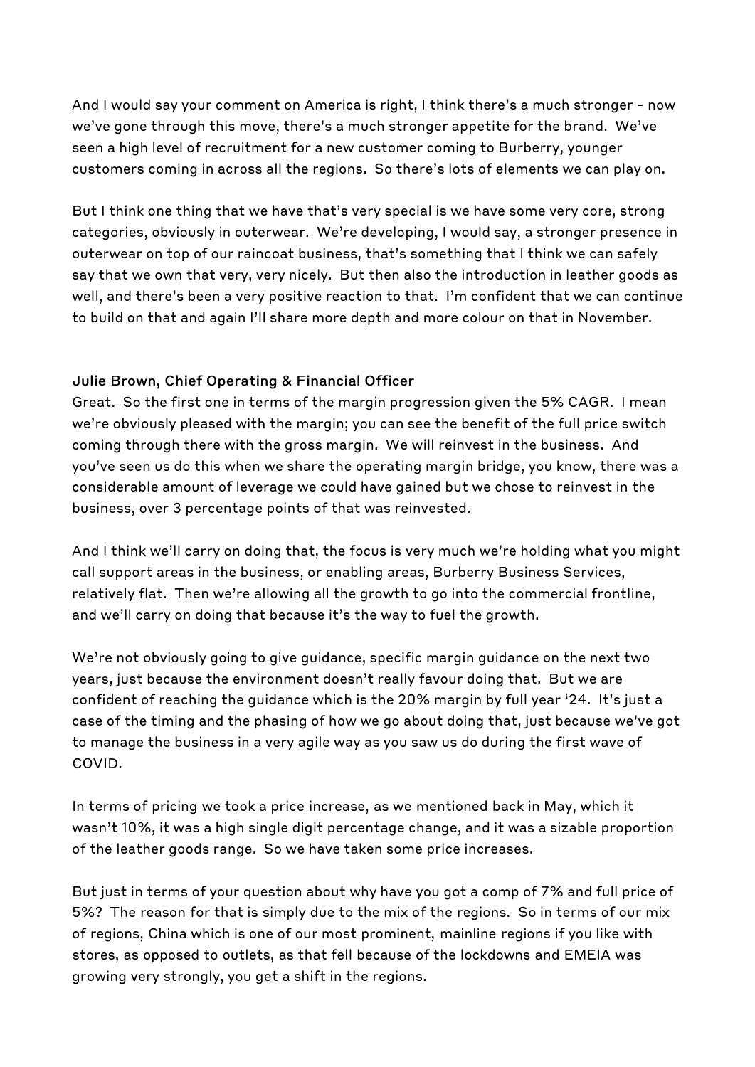And I would say your comment on America is right, I think there's a much stronger - now we've gone through this move, there's a much stronger appetite for the brand. We've seen a high level of recruitment for a new customer coming to Burberry, younger customers coming in across all the regions. So there's lots of elements we can play on.

But I think one thing that we have that's very special is we have some very core, strong categories, obviously in outerwear. We're developing, I would say, a stronger presence in outerwear on top of our raincoat business, that's something that I think we can safely say that we own that very, very nicely. But then also the introduction in leather goods as well, and there's been a very positive reaction to that. I'm confident that we can continue to build on that and again I'll share more depth and more colour on that in November.

**Julie Brown, Chief Operating & Financial Officer**

Great. So the first one in terms of the margin progression given the 5% CAGR. I mean we're obviously pleased with the margin; you can see the benefit of the full price switch coming through there with the gross margin. We will reinvest in the business. And you've seen us do this when we share the operating margin bridge, you know, there was a considerable amount of leverage we could have gained but we chose to reinvest in the business, over 3 percentage points of that was reinvested.

And I think we'll carry on doing that, the focus is very much we're holding what you might call support areas in the business, or enabling areas, Burberry Business Services, relatively flat. Then we're allowing all the growth to go into the commercial frontline, and we'll carry on doing that because it's the way to fuel the growth.

We're not obviously going to give guidance, specific margin guidance on the next two years, just because the environment doesn't really favour doing that. But we are confident of reaching the guidance which is the 20% margin by full year '24. It's just a case of the timing and the phasing of how we go about doing that, just because we've got to manage the business in a very agile way as you saw us do during the first wave of COVID.

In terms of pricing we took a price increase, as we mentioned back in May, which it wasn't 10%, it was a high single digit percentage change, and it was a sizable proportion of the leather goods range. So we have taken some price increases.

But just in terms of your question about why have you got a comp of 7% and full price of 5%? The reason for that is simply due to the mix of the regions. So in terms of our mix of regions, China which is one of our most prominent, mainline regions if you like with stores, as opposed to outlets, as that fell because of the lockdowns and EMEIA was growing very strongly, you get a shift in the regions.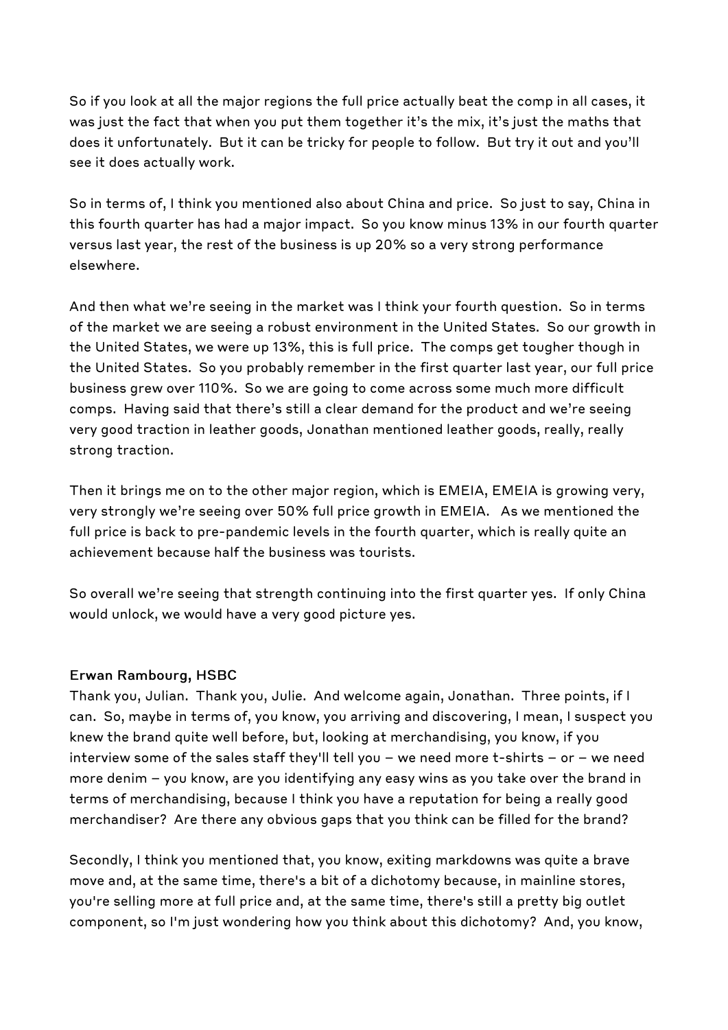So if you look at all the major regions the full price actually beat the comp in all cases, it was just the fact that when you put them together it's the mix, it's just the maths that does it unfortunately. But it can be tricky for people to follow. But try it out and you'll see it does actually work.

So in terms of, I think you mentioned also about China and price. So just to say, China in this fourth quarter has had a major impact. So you know minus 13% in our fourth quarter versus last year, the rest of the business is up 20% so a very strong performance elsewhere.

And then what we're seeing in the market was I think your fourth question. So in terms of the market we are seeing a robust environment in the United States. So our growth in the United States, we were up 13%, this is full price. The comps get tougher though in the United States. So you probably remember in the first quarter last year, our full price business grew over 110%. So we are going to come across some much more difficult comps. Having said that there's still a clear demand for the product and we're seeing very good traction in leather goods, Jonathan mentioned leather goods, really, really strong traction.

Then it brings me on to the other major region, which is EMEIA, EMEIA is growing very, very strongly we're seeing over 50% full price growth in EMEIA. As we mentioned the full price is back to pre-pandemic levels in the fourth quarter, which is really quite an achievement because half the business was tourists.

So overall we're seeing that strength continuing into the first quarter yes. If only China would unlock, we would have a very good picture yes.

**Erwan Rambourg, HSBC**

Thank you, Julian. Thank you, Julie. And welcome again, Jonathan. Three points, if I can. So, maybe in terms of, you know, you arriving and discovering, I mean, I suspect you knew the brand quite well before, but, looking at merchandising, you know, if you interview some of the sales staff they'll tell you – we need more t-shirts – or – we need more denim – you know, are you identifying any easy wins as you take over the brand in terms of merchandising, because I think you have a reputation for being a really good merchandiser? Are there any obvious gaps that you think can be filled for the brand?

Secondly, I think you mentioned that, you know, exiting markdowns was quite a brave move and, at the same time, there's a bit of a dichotomy because, in mainline stores, you're selling more at full price and, at the same time, there's still a pretty big outlet component, so I'm just wondering how you think about this dichotomy? And, you know,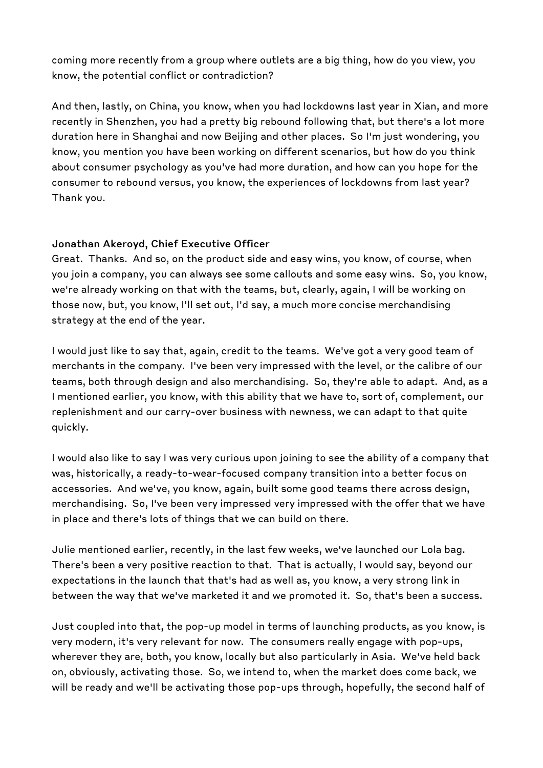coming more recently from a group where outlets are a big thing, how do you view, you know, the potential conflict or contradiction?

And then, lastly, on China, you know, when you had lockdowns last year in Xian, and more recently in Shenzhen, you had a pretty big rebound following that, but there's a lot more duration here in Shanghai and now Beijing and other places. So I'm just wondering, you know, you mention you have been working on different scenarios, but how do you think about consumer psychology as you've had more duration, and how can you hope for the consumer to rebound versus, you know, the experiences of lockdowns from last year? Thank you.

**Jonathan Akeroyd, Chief Executive Officer**
Great. Thanks. And so, on the product side and easy wins, you know, of course, when you join a company, you can always see some callouts and some easy wins. So, you know, we're already working on that with the teams, but, clearly, again, I will be working on those now, but, you know, I'll set out, I'd say, a much more concise merchandising strategy at the end of the year.

I would just like to say that, again, credit to the teams. We've got a very good team of merchants in the company. I've been very impressed with the level, or the calibre of our teams, both through design and also merchandising. So, they're able to adapt. And, as a I mentioned earlier, you know, with this ability that we have to, sort of, complement, our replenishment and our carry-over business with newness, we can adapt to that quite quickly.

I would also like to say I was very curious upon joining to see the ability of a company that was, historically, a ready-to-wear-focused company transition into a better focus on accessories. And we've, you know, again, built some good teams there across design, merchandising. So, I've been very impressed very impressed with the offer that we have in place and there's lots of things that we can build on there.

Julie mentioned earlier, recently, in the last few weeks, we've launched our Lola bag. There's been a very positive reaction to that. That is actually, I would say, beyond our expectations in the launch that that's had as well as, you know, a very strong link in between the way that we've marketed it and we promoted it. So, that's been a success.

Just coupled into that, the pop-up model in terms of launching products, as you know, is very modern, it's very relevant for now. The consumers really engage with pop-ups, wherever they are, both, you know, locally but also particularly in Asia. We've held back on, obviously, activating those. So, we intend to, when the market does come back, we will be ready and we'll be activating those pop-ups through, hopefully, the second half of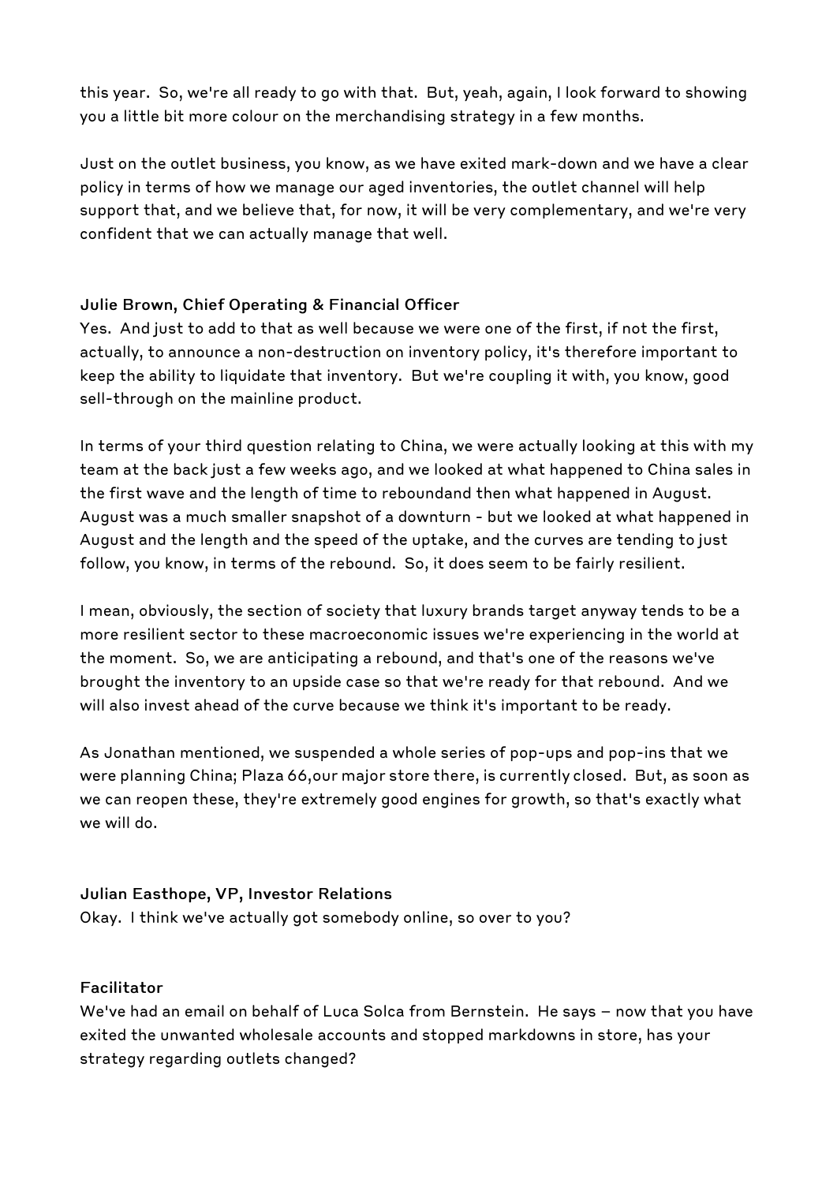this year. So, we're all ready to go with that. But, yeah, again, I look forward to showing you a little bit more colour on the merchandising strategy in a few months.

Just on the outlet business, you know, as we have exited mark-down and we have a clear policy in terms of how we manage our aged inventories, the outlet channel will help support that, and we believe that, for now, it will be very complementary, and we're very confident that we can actually manage that well.

**Julie Brown, Chief Operating & Financial Officer**

Yes. And just to add to that as well because we were one of the first, if not the first, actually, to announce a non-destruction on inventory policy, it's therefore important to keep the ability to liquidate that inventory. But we're coupling it with, you know, good sell-through on the mainline product.

In terms of your third question relating to China, we were actually looking at this with my team at the back just a few weeks ago, and we looked at what happened to China sales in the first wave and the length of time to reboundand then what happened in August. August was a much smaller snapshot of a downturn - but we looked at what happened in August and the length and the speed of the uptake, and the curves are tending to just follow, you know, in terms of the rebound. So, it does seem to be fairly resilient.

I mean, obviously, the section of society that luxury brands target anyway tends to be a more resilient sector to these macroeconomic issues we're experiencing in the world at the moment. So, we are anticipating a rebound, and that's one of the reasons we've brought the inventory to an upside case so that we're ready for that rebound. And we will also invest ahead of the curve because we think it's important to be ready.

As Jonathan mentioned, we suspended a whole series of pop-ups and pop-ins that we were planning China; Plaza 66,our major store there, is currently closed. But, as soon as we can reopen these, they're extremely good engines for growth, so that's exactly what we will do.

**Julian Easthope, VP, Investor Relations**

Okay. I think we've actually got somebody online, so over to you?

**Facilitator**

We've had an email on behalf of Luca Solca from Bernstein. He says – now that you have exited the unwanted wholesale accounts and stopped markdowns in store, has your strategy regarding outlets changed?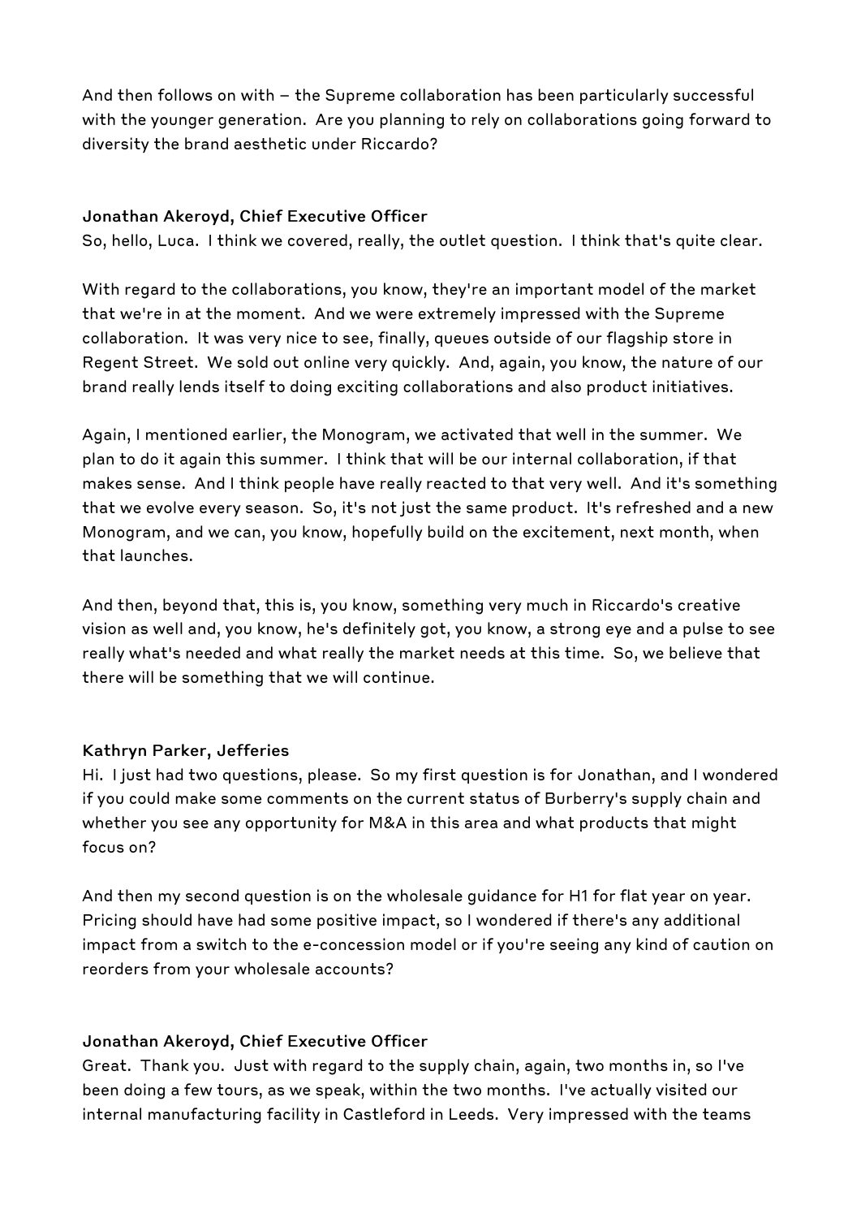And then follows on with – the Supreme collaboration has been particularly successful with the younger generation. Are you planning to rely on collaborations going forward to diversity the brand aesthetic under Riccardo?

**Jonathan Akeroyd, Chief Executive Officer**
So, hello, Luca. I think we covered, really, the outlet question. I think that's quite clear.

With regard to the collaborations, you know, they're an important model of the market that we're in at the moment. And we were extremely impressed with the Supreme collaboration. It was very nice to see, finally, queues outside of our flagship store in Regent Street. We sold out online very quickly. And, again, you know, the nature of our brand really lends itself to doing exciting collaborations and also product initiatives.

Again, I mentioned earlier, the Monogram, we activated that well in the summer. We plan to do it again this summer. I think that will be our internal collaboration, if that makes sense. And I think people have really reacted to that very well. And it's something that we evolve every season. So, it's not just the same product. It's refreshed and a new Monogram, and we can, you know, hopefully build on the excitement, next month, when that launches.

And then, beyond that, this is, you know, something very much in Riccardo's creative vision as well and, you know, he's definitely got, you know, a strong eye and a pulse to see really what's needed and what really the market needs at this time. So, we believe that there will be something that we will continue.

**Kathryn Parker, Jefferies**
Hi. I just had two questions, please. So my first question is for Jonathan, and I wondered if you could make some comments on the current status of Burberry's supply chain and whether you see any opportunity for M&A in this area and what products that might focus on?

And then my second question is on the wholesale guidance for H1 for flat year on year. Pricing should have had some positive impact, so I wondered if there's any additional impact from a switch to the e-concession model or if you're seeing any kind of caution on reorders from your wholesale accounts?

**Jonathan Akeroyd, Chief Executive Officer**
Great. Thank you. Just with regard to the supply chain, again, two months in, so I've been doing a few tours, as we speak, within the two months. I've actually visited our internal manufacturing facility in Castleford in Leeds. Very impressed with the teams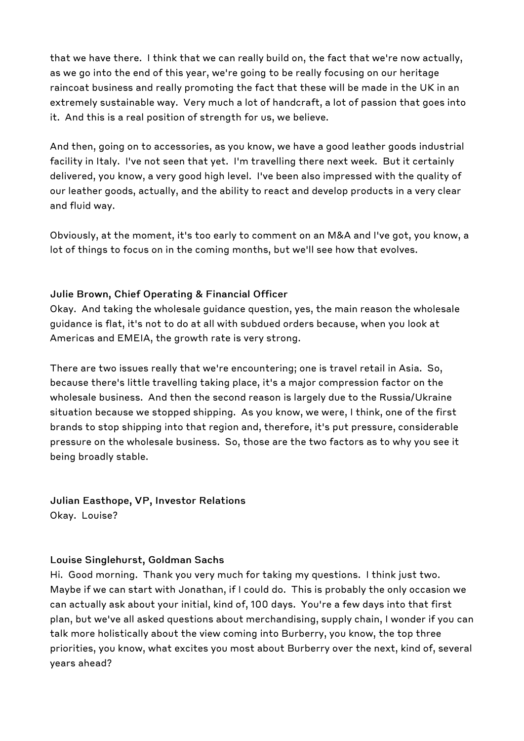that we have there. I think that we can really build on, the fact that we're now actually, as we go into the end of this year, we're going to be really focusing on our heritage raincoat business and really promoting the fact that these will be made in the UK in an extremely sustainable way. Very much a lot of handcraft, a lot of passion that goes into it. And this is a real position of strength for us, we believe.

And then, going on to accessories, as you know, we have a good leather goods industrial facility in Italy. I've not seen that yet. I'm travelling there next week. But it certainly delivered, you know, a very good high level. I've been also impressed with the quality of our leather goods, actually, and the ability to react and develop products in a very clear and fluid way.

Obviously, at the moment, it's too early to comment on an M&A and I've got, you know, a lot of things to focus on in the coming months, but we'll see how that evolves.

**Julie Brown, Chief Operating & Financial Officer**

Okay. And taking the wholesale guidance question, yes, the main reason the wholesale guidance is flat, it's not to do at all with subdued orders because, when you look at Americas and EMEIA, the growth rate is very strong.

There are two issues really that we're encountering; one is travel retail in Asia. So, because there's little travelling taking place, it's a major compression factor on the wholesale business. And then the second reason is largely due to the Russia/Ukraine situation because we stopped shipping. As you know, we were, I think, one of the first brands to stop shipping into that region and, therefore, it's put pressure, considerable pressure on the wholesale business. So, those are the two factors as to why you see it being broadly stable.

**Julian Easthope, VP, Investor Relations**

Okay. Louise?

**Louise Singlehurst, Goldman Sachs**

Hi. Good morning. Thank you very much for taking my questions. I think just two. Maybe if we can start with Jonathan, if I could do. This is probably the only occasion we can actually ask about your initial, kind of, 100 days. You're a few days into that first plan, but we've all asked questions about merchandising, supply chain, I wonder if you can talk more holistically about the view coming into Burberry, you know, the top three priorities, you know, what excites you most about Burberry over the next, kind of, several years ahead?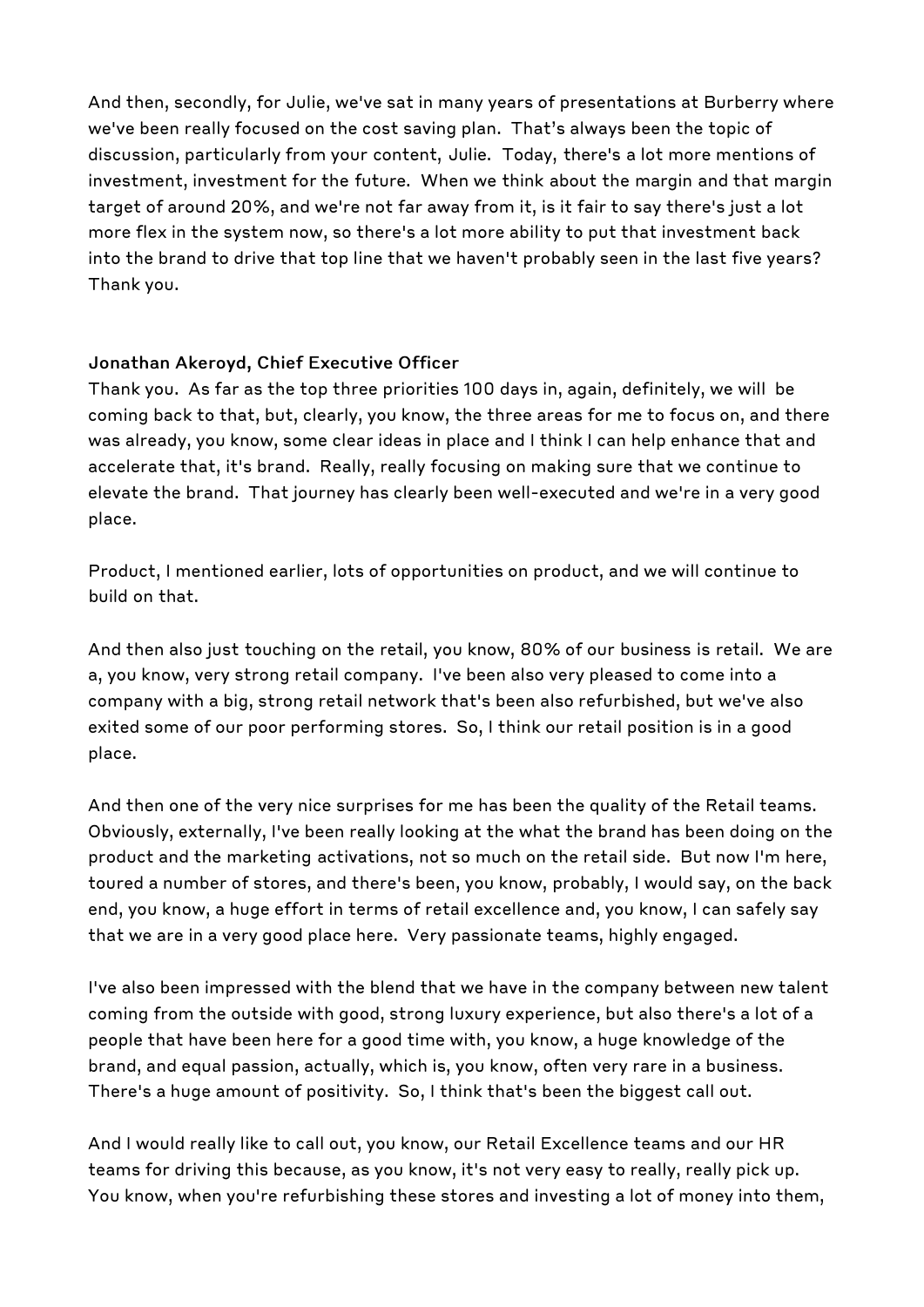And then, secondly, for Julie, we've sat in many years of presentations at Burberry where we've been really focused on the cost saving plan. That's always been the topic of discussion, particularly from your content, Julie. Today, there's a lot more mentions of investment, investment for the future. When we think about the margin and that margin target of around 20%, and we're not far away from it, is it fair to say there's just a lot more flex in the system now, so there's a lot more ability to put that investment back into the brand to drive that top line that we haven't probably seen in the last five years? Thank you.

**Jonathan Akeroyd, Chief Executive Officer**

Thank you. As far as the top three priorities 100 days in, again, definitely, we will be coming back to that, but, clearly, you know, the three areas for me to focus on, and there was already, you know, some clear ideas in place and I think I can help enhance that and accelerate that, it's brand. Really, really focusing on making sure that we continue to elevate the brand. That journey has clearly been well-executed and we're in a very good place.

Product, I mentioned earlier, lots of opportunities on product, and we will continue to build on that.

And then also just touching on the retail, you know, 80% of our business is retail. We are a, you know, very strong retail company. I've been also very pleased to come into a company with a big, strong retail network that's been also refurbished, but we've also exited some of our poor performing stores. So, I think our retail position is in a good place.

And then one of the very nice surprises for me has been the quality of the Retail teams. Obviously, externally, I've been really looking at the what the brand has been doing on the product and the marketing activations, not so much on the retail side. But now I'm here, toured a number of stores, and there's been, you know, probably, I would say, on the back end, you know, a huge effort in terms of retail excellence and, you know, I can safely say that we are in a very good place here. Very passionate teams, highly engaged.

I've also been impressed with the blend that we have in the company between new talent coming from the outside with good, strong luxury experience, but also there's a lot of a people that have been here for a good time with, you know, a huge knowledge of the brand, and equal passion, actually, which is, you know, often very rare in a business. There's a huge amount of positivity. So, I think that's been the biggest call out.

And I would really like to call out, you know, our Retail Excellence teams and our HR teams for driving this because, as you know, it's not very easy to really, really pick up. You know, when you're refurbishing these stores and investing a lot of money into them,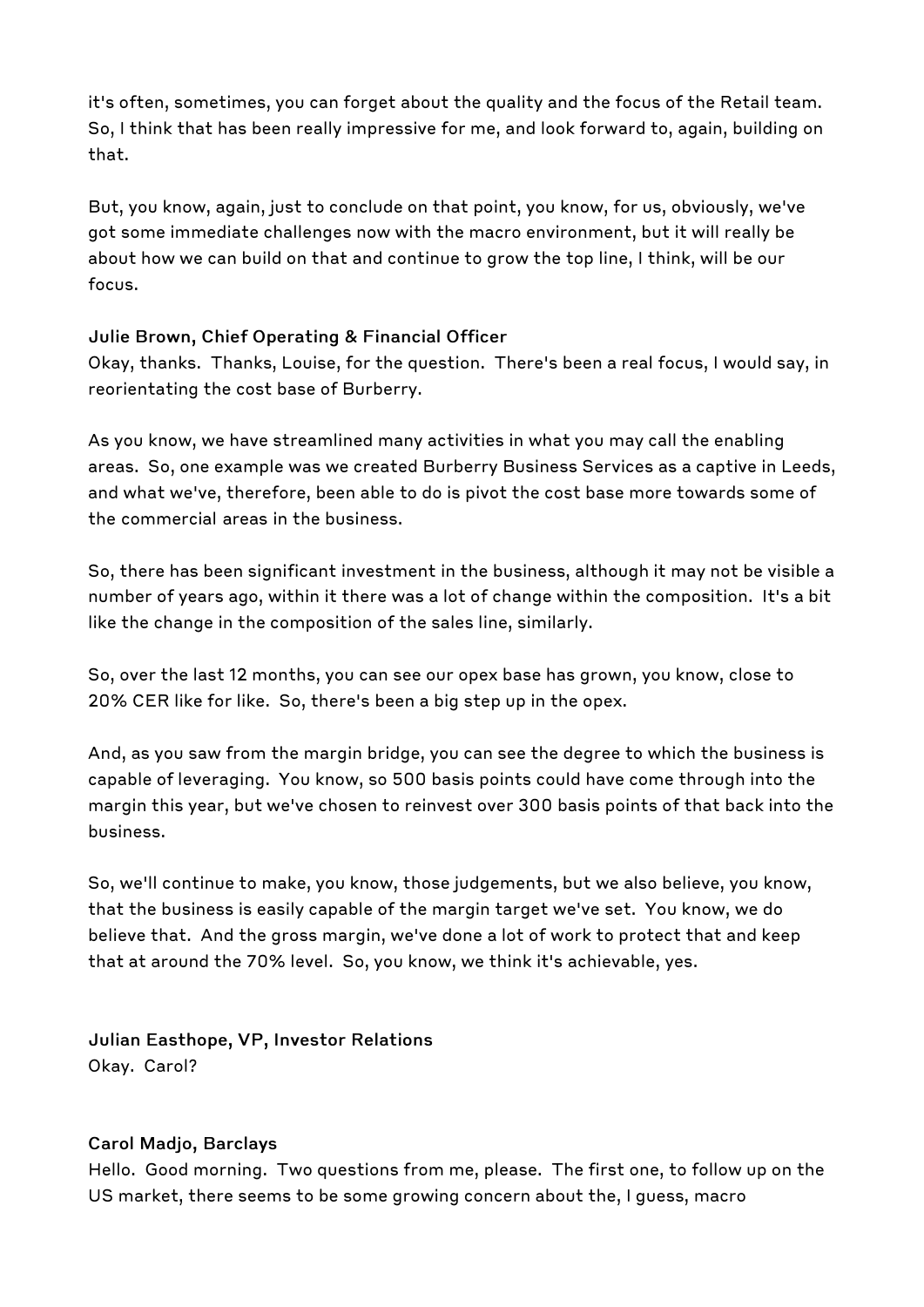it's often, sometimes, you can forget about the quality and the focus of the Retail team. So, I think that has been really impressive for me, and look forward to, again, building on that.

But, you know, again, just to conclude on that point, you know, for us, obviously, we've got some immediate challenges now with the macro environment, but it will really be about how we can build on that and continue to grow the top line, I think, will be our focus.

**Julie Brown, Chief Operating & Financial Officer**
Okay, thanks. Thanks, Louise, for the question. There's been a real focus, I would say, in reorientating the cost base of Burberry.

As you know, we have streamlined many activities in what you may call the enabling areas. So, one example was we created Burberry Business Services as a captive in Leeds, and what we've, therefore, been able to do is pivot the cost base more towards some of the commercial areas in the business.

So, there has been significant investment in the business, although it may not be visible a number of years ago, within it there was a lot of change within the composition. It's a bit like the change in the composition of the sales line, similarly.

So, over the last 12 months, you can see our opex base has grown, you know, close to 20% CER like for like. So, there's been a big step up in the opex.

And, as you saw from the margin bridge, you can see the degree to which the business is capable of leveraging. You know, so 500 basis points could have come through into the margin this year, but we've chosen to reinvest over 300 basis points of that back into the business.

So, we'll continue to make, you know, those judgements, but we also believe, you know, that the business is easily capable of the margin target we've set. You know, we do believe that. And the gross margin, we've done a lot of work to protect that and keep that at around the 70% level. So, you know, we think it's achievable, yes.

**Julian Easthope, VP, Investor Relations**
Okay. Carol?

**Carol Madjo, Barclays**
Hello. Good morning. Two questions from me, please. The first one, to follow up on the US market, there seems to be some growing concern about the, I guess, macro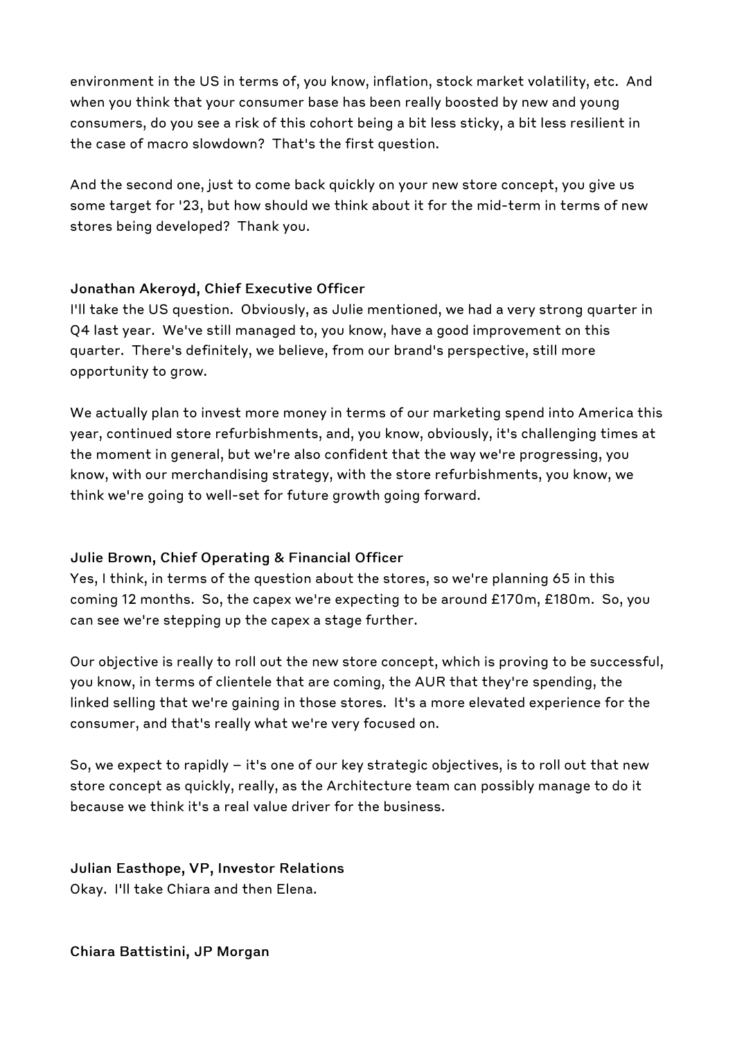environment in the US in terms of, you know, inflation, stock market volatility, etc. And when you think that your consumer base has been really boosted by new and young consumers, do you see a risk of this cohort being a bit less sticky, a bit less resilient in the case of macro slowdown? That's the first question.

And the second one, just to come back quickly on your new store concept, you give us some target for '23, but how should we think about it for the mid-term in terms of new stores being developed? Thank you.

**Jonathan Akeroyd, Chief Executive Officer**
I'll take the US question. Obviously, as Julie mentioned, we had a very strong quarter in Q4 last year. We've still managed to, you know, have a good improvement on this quarter. There's definitely, we believe, from our brand's perspective, still more opportunity to grow.

We actually plan to invest more money in terms of our marketing spend into America this year, continued store refurbishments, and, you know, obviously, it's challenging times at the moment in general, but we're also confident that the way we're progressing, you know, with our merchandising strategy, with the store refurbishments, you know, we think we're going to well-set for future growth going forward.

**Julie Brown, Chief Operating & Financial Officer**
Yes, I think, in terms of the question about the stores, so we're planning 65 in this coming 12 months. So, the capex we're expecting to be around £170m, £180m. So, you can see we're stepping up the capex a stage further.

Our objective is really to roll out the new store concept, which is proving to be successful, you know, in terms of clientele that are coming, the AUR that they're spending, the linked selling that we're gaining in those stores. It's a more elevated experience for the consumer, and that's really what we're very focused on.

So, we expect to rapidly – it's one of our key strategic objectives, is to roll out that new store concept as quickly, really, as the Architecture team can possibly manage to do it because we think it's a real value driver for the business.

**Julian Easthope, VP, Investor Relations**
Okay. I'll take Chiara and then Elena.

**Chiara Battistini, JP Morgan**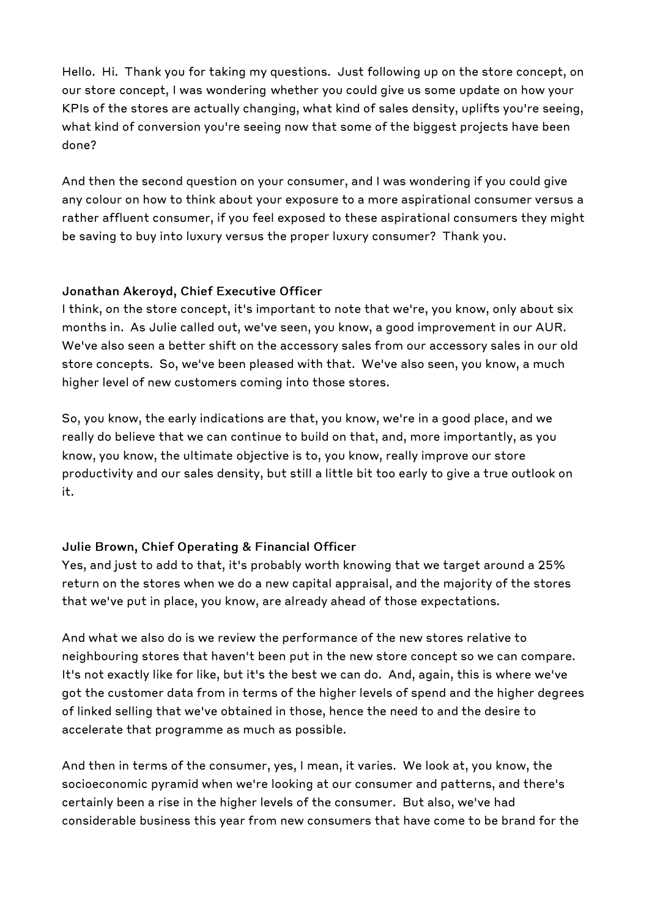Hello. Hi. Thank you for taking my questions. Just following up on the store concept, on our store concept, I was wondering whether you could give us some update on how your KPIs of the stores are actually changing, what kind of sales density, uplifts you're seeing, what kind of conversion you're seeing now that some of the biggest projects have been done?

And then the second question on your consumer, and I was wondering if you could give any colour on how to think about your exposure to a more aspirational consumer versus a rather affluent consumer, if you feel exposed to these aspirational consumers they might be saving to buy into luxury versus the proper luxury consumer? Thank you.

**Jonathan Akeroyd, Chief Executive Officer**

I think, on the store concept, it's important to note that we're, you know, only about six months in. As Julie called out, we've seen, you know, a good improvement in our AUR. We've also seen a better shift on the accessory sales from our accessory sales in our old store concepts. So, we've been pleased with that. We've also seen, you know, a much higher level of new customers coming into those stores.

So, you know, the early indications are that, you know, we're in a good place, and we really do believe that we can continue to build on that, and, more importantly, as you know, you know, the ultimate objective is to, you know, really improve our store productivity and our sales density, but still a little bit too early to give a true outlook on it.

**Julie Brown, Chief Operating & Financial Officer**

Yes, and just to add to that, it's probably worth knowing that we target around a 25% return on the stores when we do a new capital appraisal, and the majority of the stores that we've put in place, you know, are already ahead of those expectations.

And what we also do is we review the performance of the new stores relative to neighbouring stores that haven't been put in the new store concept so we can compare. It's not exactly like for like, but it's the best we can do. And, again, this is where we've got the customer data from in terms of the higher levels of spend and the higher degrees of linked selling that we've obtained in those, hence the need to and the desire to accelerate that programme as much as possible.

And then in terms of the consumer, yes, I mean, it varies. We look at, you know, the socioeconomic pyramid when we're looking at our consumer and patterns, and there's certainly been a rise in the higher levels of the consumer. But also, we've had considerable business this year from new consumers that have come to be brand for the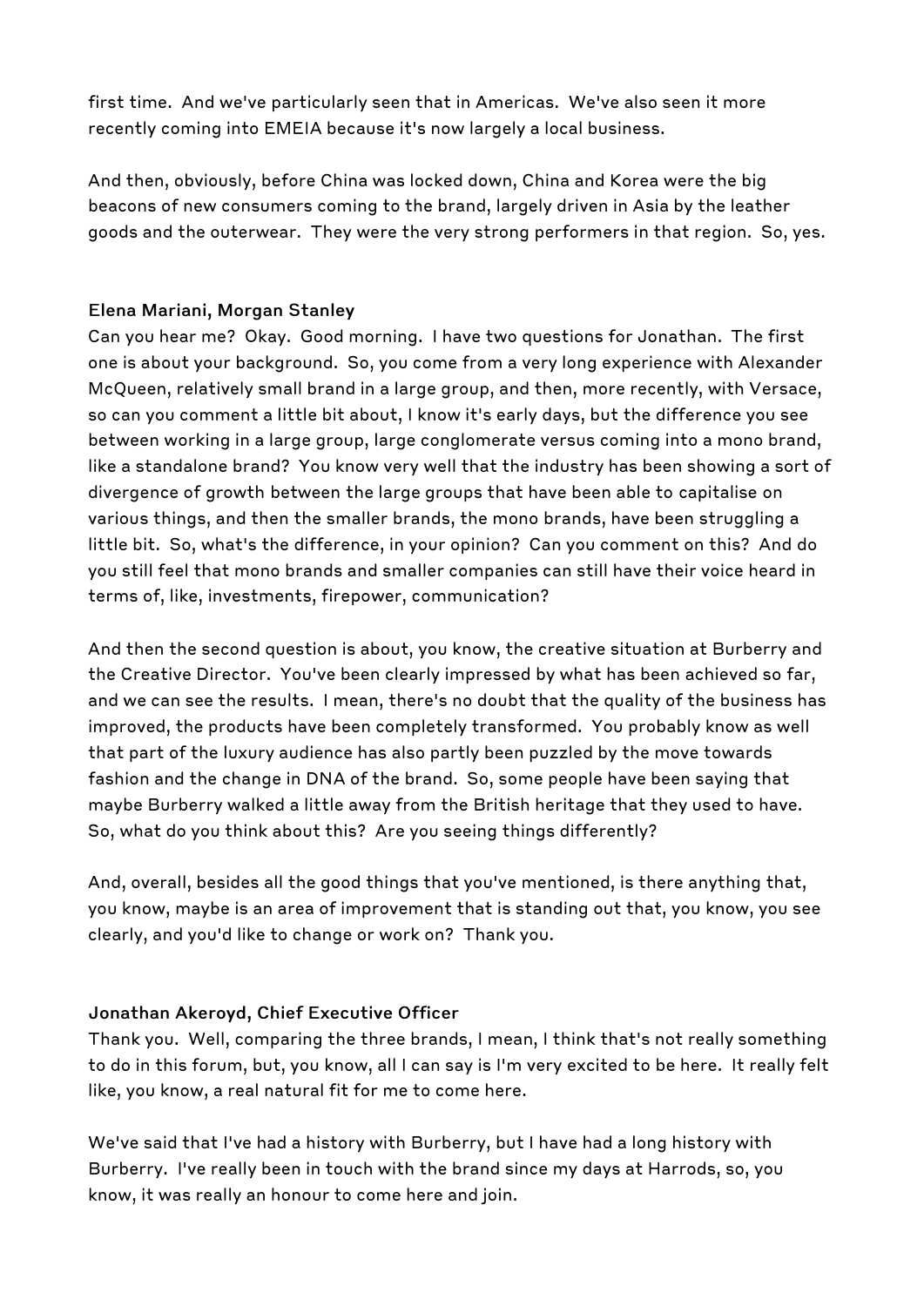first time. And we've particularly seen that in Americas. We've also seen it more recently coming into EMEIA because it's now largely a local business.

And then, obviously, before China was locked down, China and Korea were the big beacons of new consumers coming to the brand, largely driven in Asia by the leather goods and the outerwear. They were the very strong performers in that region. So, yes.

**Elena Mariani, Morgan Stanley**

Can you hear me? Okay. Good morning. I have two questions for Jonathan. The first one is about your background. So, you come from a very long experience with Alexander McQueen, relatively small brand in a large group, and then, more recently, with Versace, so can you comment a little bit about, I know it's early days, but the difference you see between working in a large group, large conglomerate versus coming into a mono brand, like a standalone brand? You know very well that the industry has been showing a sort of divergence of growth between the large groups that have been able to capitalise on various things, and then the smaller brands, the mono brands, have been struggling a little bit. So, what's the difference, in your opinion? Can you comment on this? And do you still feel that mono brands and smaller companies can still have their voice heard in terms of, like, investments, firepower, communication?

And then the second question is about, you know, the creative situation at Burberry and the Creative Director. You've been clearly impressed by what has been achieved so far, and we can see the results. I mean, there's no doubt that the quality of the business has improved, the products have been completely transformed. You probably know as well that part of the luxury audience has also partly been puzzled by the move towards fashion and the change in DNA of the brand. So, some people have been saying that maybe Burberry walked a little away from the British heritage that they used to have. So, what do you think about this? Are you seeing things differently?

And, overall, besides all the good things that you've mentioned, is there anything that, you know, maybe is an area of improvement that is standing out that, you know, you see clearly, and you'd like to change or work on? Thank you.

**Jonathan Akeroyd, Chief Executive Officer**

Thank you. Well, comparing the three brands, I mean, I think that's not really something to do in this forum, but, you know, all I can say is I'm very excited to be here. It really felt like, you know, a real natural fit for me to come here.

We've said that I've had a history with Burberry, but I have had a long history with Burberry. I've really been in touch with the brand since my days at Harrods, so, you know, it was really an honour to come here and join.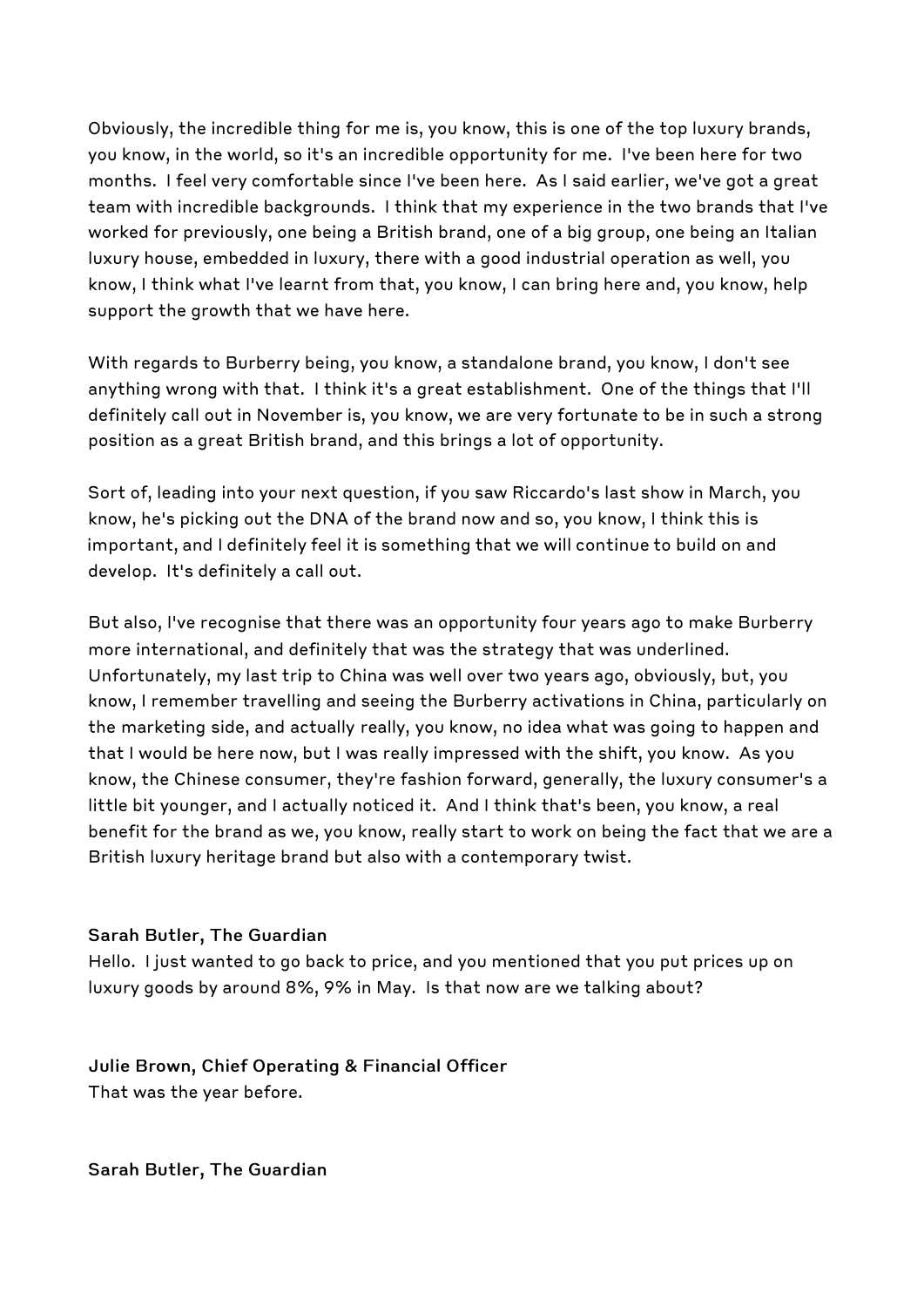Obviously, the incredible thing for me is, you know, this is one of the top luxury brands, you know, in the world, so it's an incredible opportunity for me. I've been here for two months. I feel very comfortable since I've been here. As I said earlier, we've got a great team with incredible backgrounds. I think that my experience in the two brands that I've worked for previously, one being a British brand, one of a big group, one being an Italian luxury house, embedded in luxury, there with a good industrial operation as well, you know, I think what I've learnt from that, you know, I can bring here and, you know, help support the growth that we have here.

With regards to Burberry being, you know, a standalone brand, you know, I don't see anything wrong with that. I think it's a great establishment. One of the things that I'll definitely call out in November is, you know, we are very fortunate to be in such a strong position as a great British brand, and this brings a lot of opportunity.

Sort of, leading into your next question, if you saw Riccardo's last show in March, you know, he's picking out the DNA of the brand now and so, you know, I think this is important, and I definitely feel it is something that we will continue to build on and develop. It's definitely a call out.

But also, I've recognise that there was an opportunity four years ago to make Burberry more international, and definitely that was the strategy that was underlined. Unfortunately, my last trip to China was well over two years ago, obviously, but, you know, I remember travelling and seeing the Burberry activations in China, particularly on the marketing side, and actually really, you know, no idea what was going to happen and that I would be here now, but I was really impressed with the shift, you know. As you know, the Chinese consumer, they're fashion forward, generally, the luxury consumer's a little bit younger, and I actually noticed it. And I think that's been, you know, a real benefit for the brand as we, you know, really start to work on being the fact that we are a British luxury heritage brand but also with a contemporary twist.

**Sarah Butler, The Guardian**
Hello. I just wanted to go back to price, and you mentioned that you put prices up on luxury goods by around 8%, 9% in May. Is that now are we talking about?

**Julie Brown, Chief Operating & Financial Officer**
That was the year before.

**Sarah Butler, The Guardian**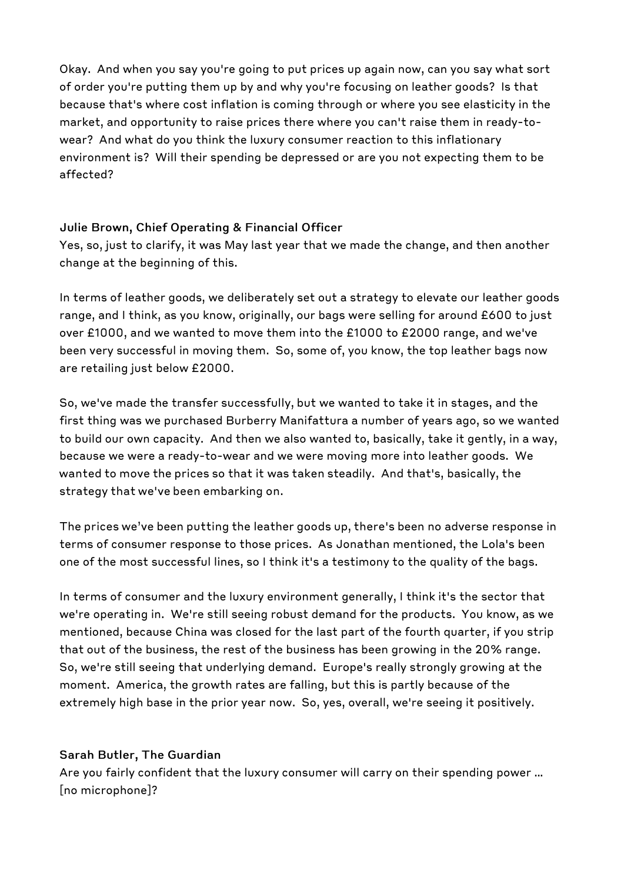Okay. And when you say you're going to put prices up again now, can you say what sort of order you're putting them up by and why you're focusing on leather goods? Is that because that's where cost inflation is coming through or where you see elasticity in the market, and opportunity to raise prices there where you can't raise them in ready-to-wear? And what do you think the luxury consumer reaction to this inflationary environment is? Will their spending be depressed or are you not expecting them to be affected?

**Julie Brown, Chief Operating & Financial Officer**

Yes, so, just to clarify, it was May last year that we made the change, and then another change at the beginning of this.

In terms of leather goods, we deliberately set out a strategy to elevate our leather goods range, and I think, as you know, originally, our bags were selling for around £600 to just over £1000, and we wanted to move them into the £1000 to £2000 range, and we've been very successful in moving them. So, some of, you know, the top leather bags now are retailing just below £2000.

So, we've made the transfer successfully, but we wanted to take it in stages, and the first thing was we purchased Burberry Manifattura a number of years ago, so we wanted to build our own capacity. And then we also wanted to, basically, take it gently, in a way, because we were a ready-to-wear and we were moving more into leather goods. We wanted to move the prices so that it was taken steadily. And that's, basically, the strategy that we've been embarking on.

The prices we've been putting the leather goods up, there's been no adverse response in terms of consumer response to those prices. As Jonathan mentioned, the Lola's been one of the most successful lines, so I think it's a testimony to the quality of the bags.

In terms of consumer and the luxury environment generally, I think it's the sector that we're operating in. We're still seeing robust demand for the products. You know, as we mentioned, because China was closed for the last part of the fourth quarter, if you strip that out of the business, the rest of the business has been growing in the 20% range. So, we're still seeing that underlying demand. Europe's really strongly growing at the moment. America, the growth rates are falling, but this is partly because of the extremely high base in the prior year now. So, yes, overall, we're seeing it positively.

**Sarah Butler, The Guardian**

Are you fairly confident that the luxury consumer will carry on their spending power … [no microphone]?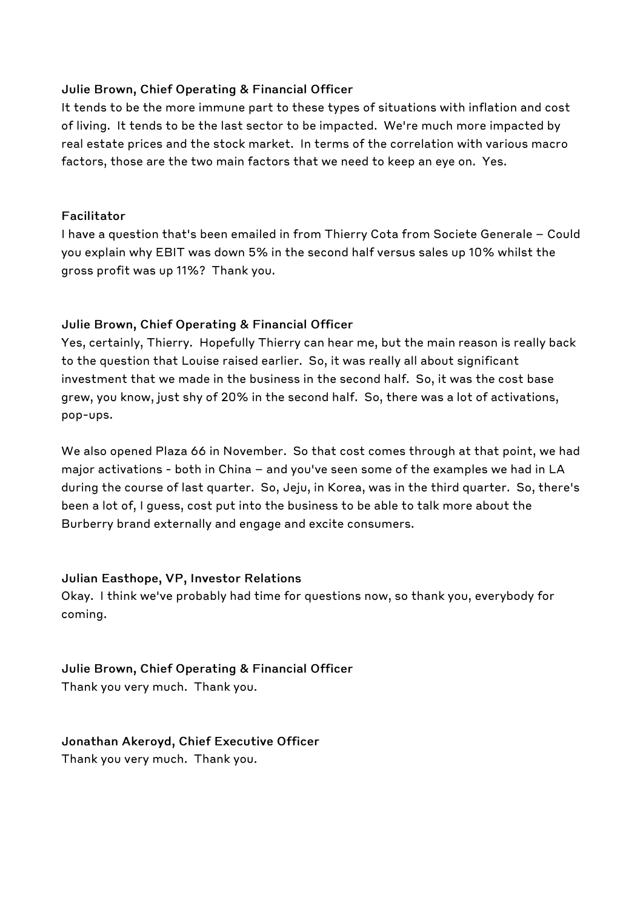**Julie Brown, Chief Operating & Financial Officer**

It tends to be the more immune part to these types of situations with inflation and cost of living. It tends to be the last sector to be impacted. We're much more impacted by real estate prices and the stock market. In terms of the correlation with various macro factors, those are the two main factors that we need to keep an eye on. Yes.

**Facilitator**

I have a question that's been emailed in from Thierry Cota from Societe Generale – Could you explain why EBIT was down 5% in the second half versus sales up 10% whilst the gross profit was up 11%? Thank you.

**Julie Brown, Chief Operating & Financial Officer**

Yes, certainly, Thierry. Hopefully Thierry can hear me, but the main reason is really back to the question that Louise raised earlier. So, it was really all about significant investment that we made in the business in the second half. So, it was the cost base grew, you know, just shy of 20% in the second half. So, there was a lot of activations, pop-ups.

We also opened Plaza 66 in November. So that cost comes through at that point, we had major activations - both in China – and you've seen some of the examples we had in LA during the course of last quarter. So, Jeju, in Korea, was in the third quarter. So, there's been a lot of, I guess, cost put into the business to be able to talk more about the Burberry brand externally and engage and excite consumers.

**Julian Easthope, VP, Investor Relations**

Okay. I think we've probably had time for questions now, so thank you, everybody for coming.

**Julie Brown, Chief Operating & Financial Officer**

Thank you very much. Thank you.

**Jonathan Akeroyd, Chief Executive Officer**

Thank you very much. Thank you.